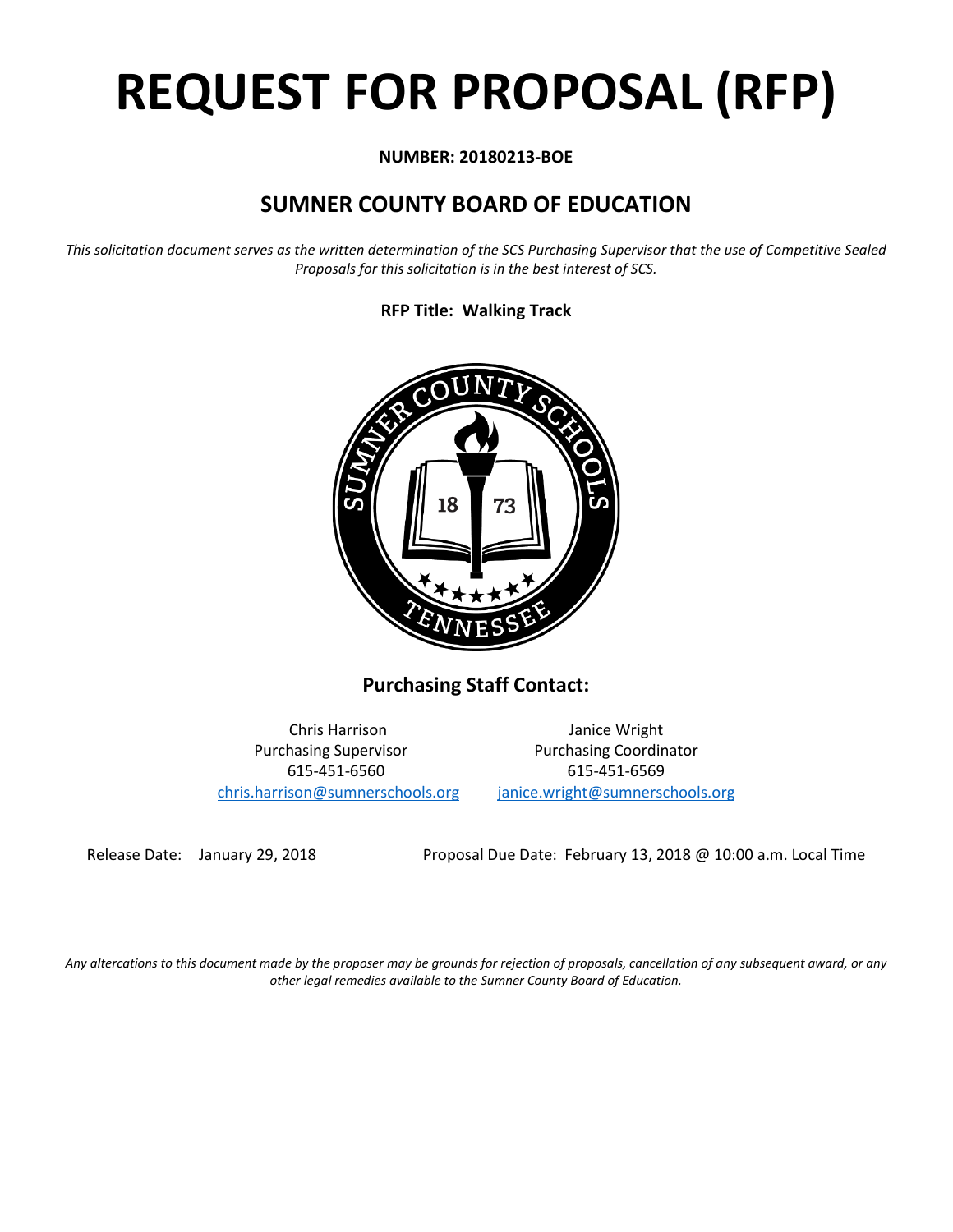# REQUEST FOR PROPOSAL (RFP)

**NUMBER: 20180213-BOE**

## SUMNER COUNTY BOARD OF EDUCATION

*This solicitation document serves as the written determination of the SCS Purchasing Supervisor that the use of Competitive Sealed Proposals for this solicitation is in the best interest of SCS.*

**RFP Title: Walking Track**

### Purchasing Staff Contact:

Chris Harrison
Purchasing Supervisor
615-451-6560
chris.harrison@sumnerschools.org

Janice Wright
Purchasing Coordinator
615-451-6569
janice.wright@sumnerschools.org

Release Date: January 29, 2018

Proposal Due Date: February 13, 2018 @ 10:00 a.m. Local Time

*Any altercations to this document made by the proposer may be grounds for rejection of proposals, cancellation of any subsequent award, or any other legal remedies available to the Sumner County Board of Education.*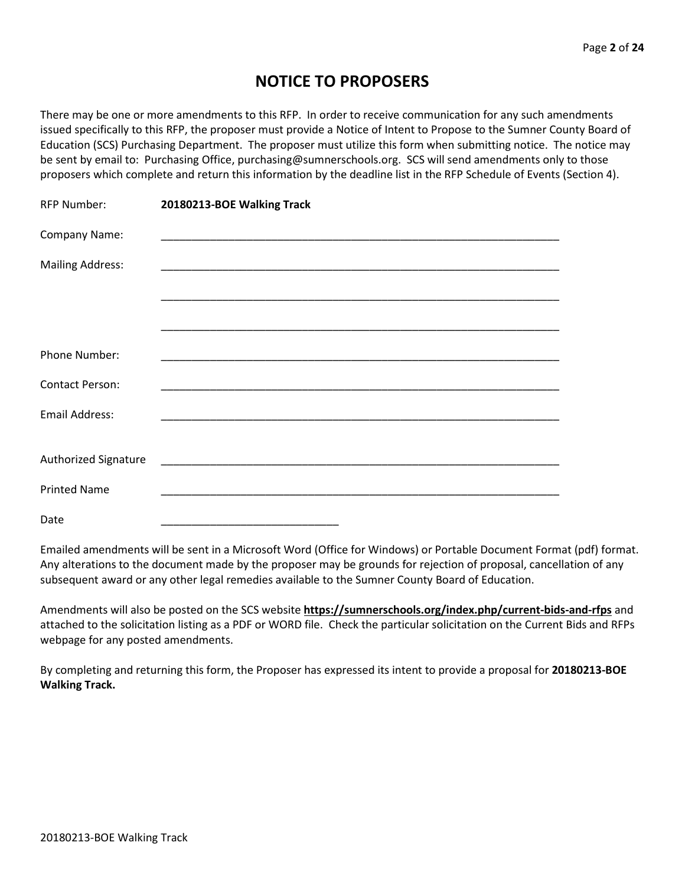# NOTICE TO PROPOSERS

There may be one or more amendments to this RFP. In order to receive communication for any such amendments issued specifically to this RFP, the proposer must provide a Notice of Intent to Propose to the Sumner County Board of Education (SCS) Purchasing Department. The proposer must utilize this form when submitting notice. The notice may be sent by email to: Purchasing Office, purchasing@sumnerschools.org. SCS will send amendments only to those proposers which complete and return this information by the deadline list in the RFP Schedule of Events (Section 4).

RFP Number: **20180213-BOE Walking Track**

Company Name: ____________________________________________________________________

Mailing Address: ____________________________________________________________________

____________________________________________________________________

____________________________________________________________________

Phone Number: ____________________________________________________________________

Contact Person: ____________________________________________________________________

Email Address: ____________________________________________________________________

Authorized Signature ____________________________________________________________________

Printed Name ____________________________________________________________________

Date ______________________________

Emailed amendments will be sent in a Microsoft Word (Office for Windows) or Portable Document Format (pdf) format. Any alterations to the document made by the proposer may be grounds for rejection of proposal, cancellation of any subsequent award or any other legal remedies available to the Sumner County Board of Education.

Amendments will also be posted on the SCS website **https://sumnerschools.org/index.php/current-bids-and-rfps** and attached to the solicitation listing as a PDF or WORD file. Check the particular solicitation on the Current Bids and RFPs webpage for any posted amendments.

By completing and returning this form, the Proposer has expressed its intent to provide a proposal for **20180213-BOE Walking Track.**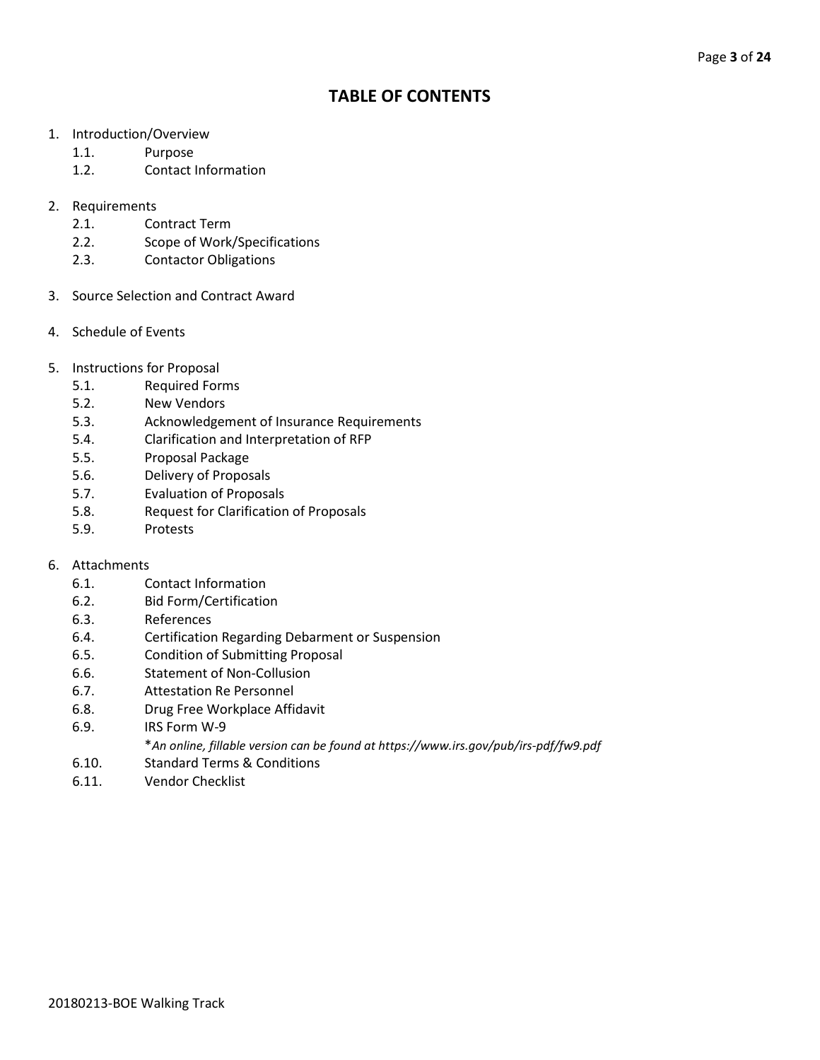# TABLE OF CONTENTS

1. Introduction/Overview
    - 1.1. Purpose
    - 1.2. Contact Information

2. Requirements
    - 2.1. Contract Term
    - 2.2. Scope of Work/Specifications
    - 2.3. Contactor Obligations

3. Source Selection and Contract Award

4. Schedule of Events

5. Instructions for Proposal
    - 5.1. Required Forms
    - 5.2. New Vendors
    - 5.3. Acknowledgement of Insurance Requirements
    - 5.4. Clarification and Interpretation of RFP
    - 5.5. Proposal Package
    - 5.6. Delivery of Proposals
    - 5.7. Evaluation of Proposals
    - 5.8. Request for Clarification of Proposals
    - 5.9. Protests

6. Attachments
    - 6.1. Contact Information
    - 6.2. Bid Form/Certification
    - 6.3. References
    - 6.4. Certification Regarding Debarment or Suspension
    - 6.5. Condition of Submitting Proposal
    - 6.6. Statement of Non-Collusion
    - 6.7. Attestation Re Personnel
    - 6.8. Drug Free Workplace Affidavit
    - 6.9. IRS Form W-9
      *\*An online, fillable version can be found at https://www.irs.gov/pub/irs-pdf/fw9.pdf*
    - 6.10. Standard Terms & Conditions
    - 6.11. Vendor Checklist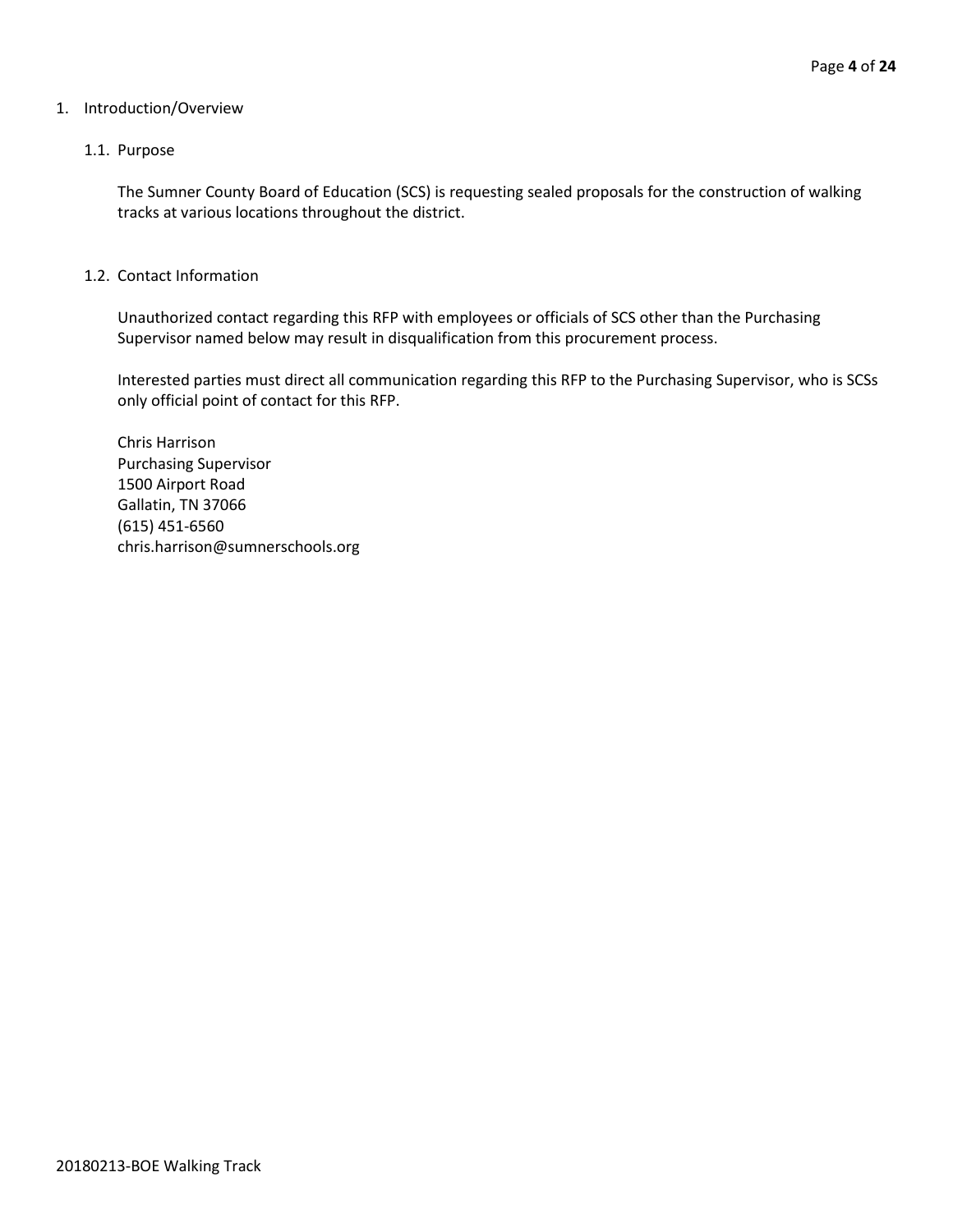# 1. Introduction/Overview

## 1.1. Purpose

The Sumner County Board of Education (SCS) is requesting sealed proposals for the construction of walking tracks at various locations throughout the district.

## 1.2. Contact Information

Unauthorized contact regarding this RFP with employees or officials of SCS other than the Purchasing Supervisor named below may result in disqualification from this procurement process.

Interested parties must direct all communication regarding this RFP to the Purchasing Supervisor, who is SCSs only official point of contact for this RFP.

Chris Harrison
Purchasing Supervisor
1500 Airport Road
Gallatin, TN 37066
(615) 451-6560
chris.harrison@sumnerschools.org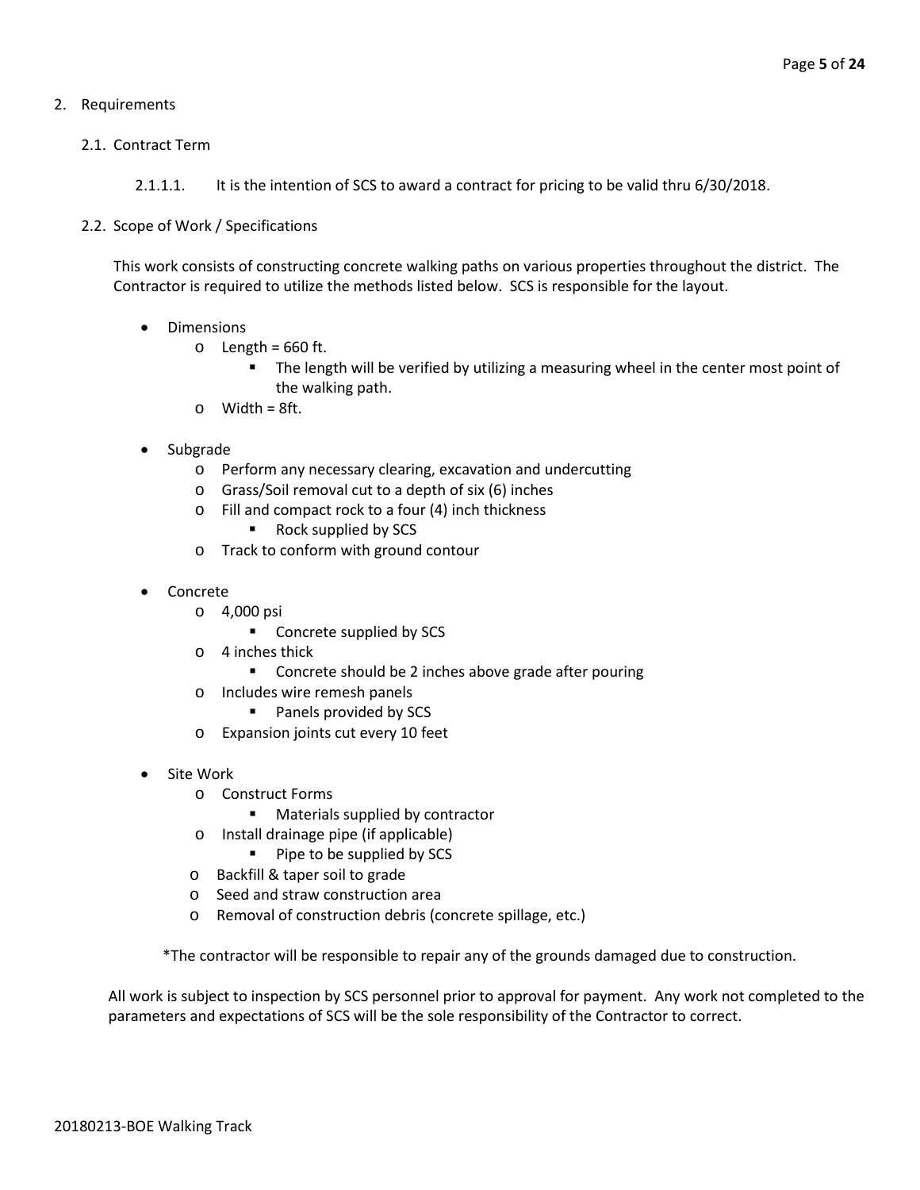## 2. Requirements

### 2.1. Contract Term

2.1.1.1. It is the intention of SCS to award a contract for pricing to be valid thru 6/30/2018.

### 2.2. Scope of Work / Specifications

This work consists of constructing concrete walking paths on various properties throughout the district. The Contractor is required to utilize the methods listed below. SCS is responsible for the layout.

- Dimensions
  - Length = 660 ft.
    - The length will be verified by utilizing a measuring wheel in the center most point of the walking path.
  - Width = 8ft.

- Subgrade
  - Perform any necessary clearing, excavation and undercutting
  - Grass/Soil removal cut to a depth of six (6) inches
  - Fill and compact rock to a four (4) inch thickness
    - Rock supplied by SCS
  - Track to conform with ground contour

- Concrete
  - 4,000 psi
    - Concrete supplied by SCS
  - 4 inches thick
    - Concrete should be 2 inches above grade after pouring
  - Includes wire remesh panels
    - Panels provided by SCS
  - Expansion joints cut every 10 feet

- Site Work
  - Construct Forms
    - Materials supplied by contractor
  - Install drainage pipe (if applicable)
    - Pipe to be supplied by SCS
  - Backfill & taper soil to grade
  - Seed and straw construction area
  - Removal of construction debris (concrete spillage, etc.)

*The contractor will be responsible to repair any of the grounds damaged due to construction.

All work is subject to inspection by SCS personnel prior to approval for payment. Any work not completed to the parameters and expectations of SCS will be the sole responsibility of the Contractor to correct.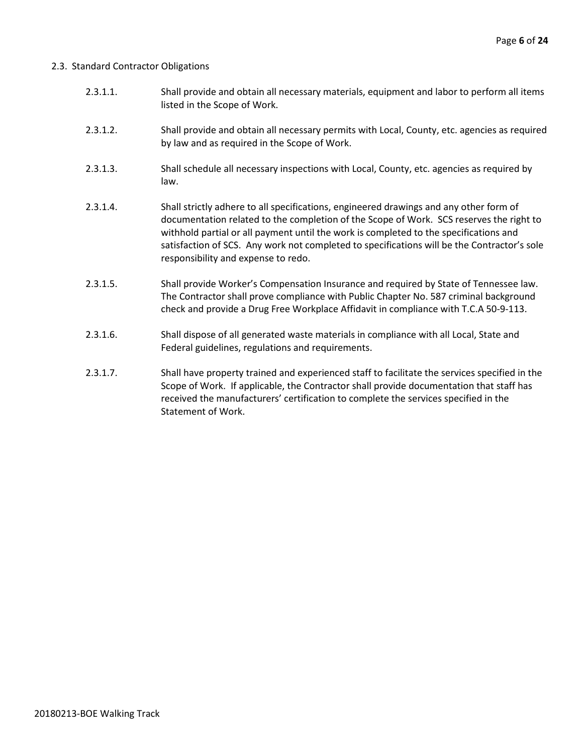## 2.3. Standard Contractor Obligations

2.3.1.1. Shall provide and obtain all necessary materials, equipment and labor to perform all items listed in the Scope of Work.

2.3.1.2. Shall provide and obtain all necessary permits with Local, County, etc. agencies as required by law and as required in the Scope of Work.

2.3.1.3. Shall schedule all necessary inspections with Local, County, etc. agencies as required by law.

2.3.1.4. Shall strictly adhere to all specifications, engineered drawings and any other form of documentation related to the completion of the Scope of Work. SCS reserves the right to withhold partial or all payment until the work is completed to the specifications and satisfaction of SCS. Any work not completed to specifications will be the Contractor's sole responsibility and expense to redo.

2.3.1.5. Shall provide Worker's Compensation Insurance and required by State of Tennessee law. The Contractor shall prove compliance with Public Chapter No. 587 criminal background check and provide a Drug Free Workplace Affidavit in compliance with T.C.A 50-9-113.

2.3.1.6. Shall dispose of all generated waste materials in compliance with all Local, State and Federal guidelines, regulations and requirements.

2.3.1.7. Shall have property trained and experienced staff to facilitate the services specified in the Scope of Work. If applicable, the Contractor shall provide documentation that staff has received the manufacturers' certification to complete the services specified in the Statement of Work.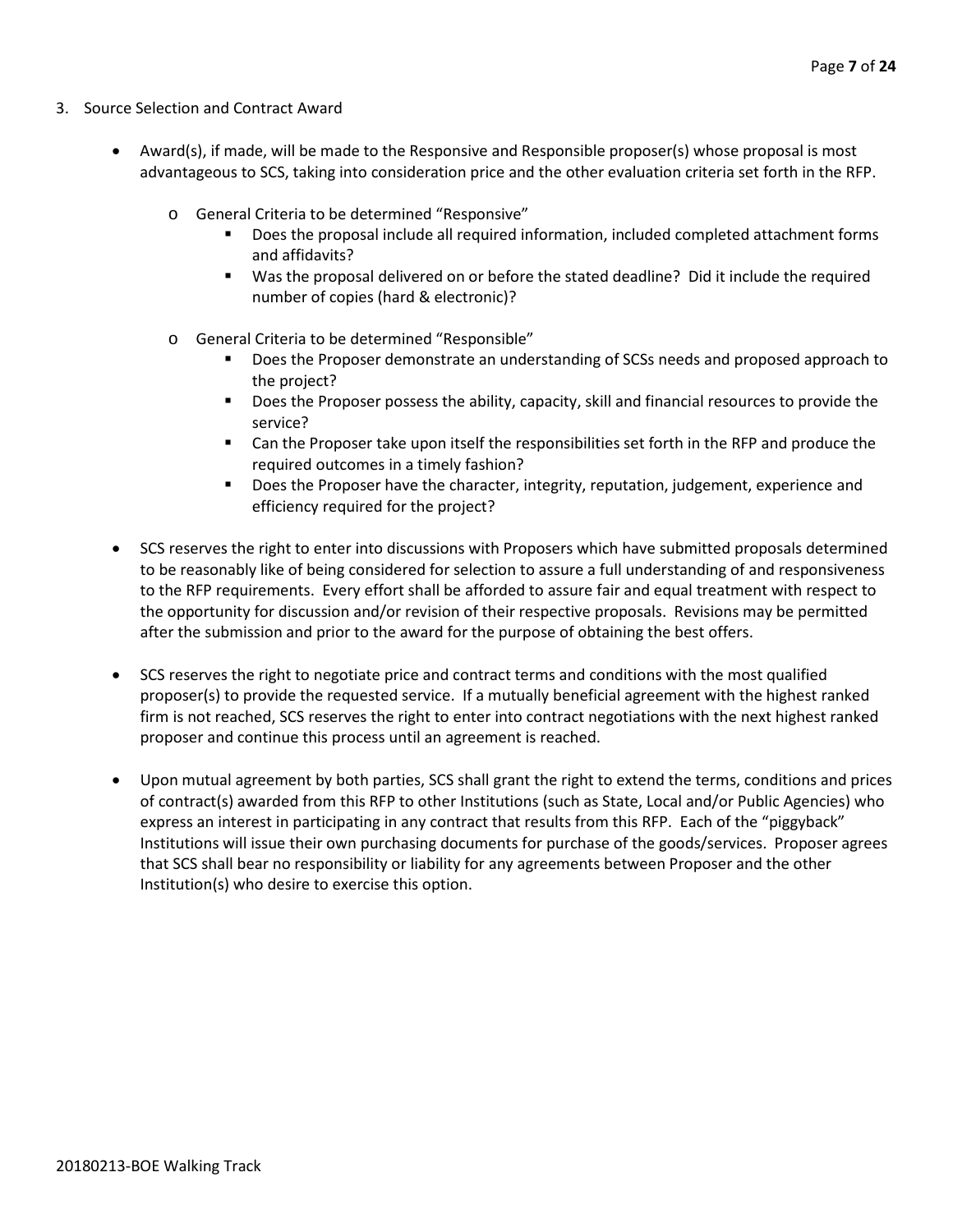3. Source Selection and Contract Award

   - Award(s), if made, will be made to the Responsive and Responsible proposer(s) whose proposal is most advantageous to SCS, taking into consideration price and the other evaluation criteria set forth in the RFP.

     - General Criteria to be determined "Responsive"
       - Does the proposal include all required information, included completed attachment forms and affidavits?
       - Was the proposal delivered on or before the stated deadline? Did it include the required number of copies (hard & electronic)?

     - General Criteria to be determined "Responsible"
       - Does the Proposer demonstrate an understanding of SCSs needs and proposed approach to the project?
       - Does the Proposer possess the ability, capacity, skill and financial resources to provide the service?
       - Can the Proposer take upon itself the responsibilities set forth in the RFP and produce the required outcomes in a timely fashion?
       - Does the Proposer have the character, integrity, reputation, judgement, experience and efficiency required for the project?

   - SCS reserves the right to enter into discussions with Proposers which have submitted proposals determined to be reasonably like of being considered for selection to assure a full understanding of and responsiveness to the RFP requirements. Every effort shall be afforded to assure fair and equal treatment with respect to the opportunity for discussion and/or revision of their respective proposals. Revisions may be permitted after the submission and prior to the award for the purpose of obtaining the best offers.

   - SCS reserves the right to negotiate price and contract terms and conditions with the most qualified proposer(s) to provide the requested service. If a mutually beneficial agreement with the highest ranked firm is not reached, SCS reserves the right to enter into contract negotiations with the next highest ranked proposer and continue this process until an agreement is reached.

   - Upon mutual agreement by both parties, SCS shall grant the right to extend the terms, conditions and prices of contract(s) awarded from this RFP to other Institutions (such as State, Local and/or Public Agencies) who express an interest in participating in any contract that results from this RFP. Each of the "piggyback" Institutions will issue their own purchasing documents for purchase of the goods/services. Proposer agrees that SCS shall bear no responsibility or liability for any agreements between Proposer and the other Institution(s) who desire to exercise this option.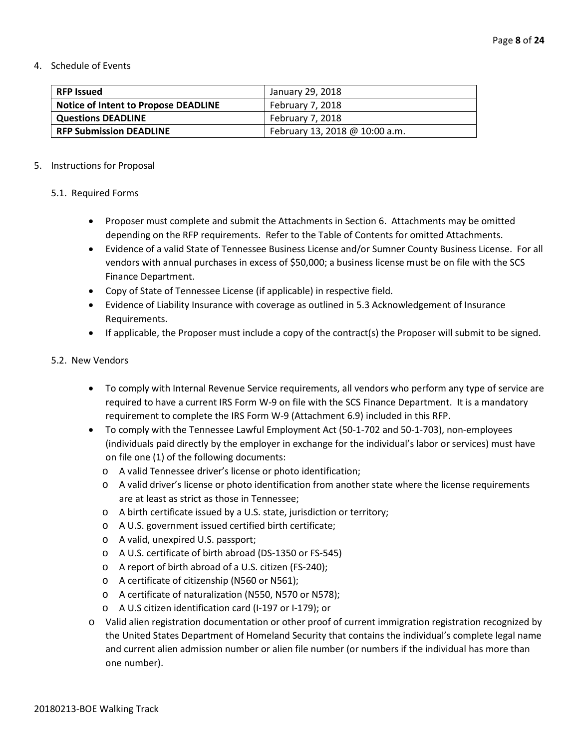4. Schedule of Events

| **RFP Issued** | January 29, 2018 |
|---|---|
| **Notice of Intent to Propose DEADLINE** | February 7, 2018 |
| **Questions DEADLINE** | February 7, 2018 |
| **RFP Submission DEADLINE** | February 13, 2018 @ 10:00 a.m. |

5. Instructions for Proposal

5.1. Required Forms

- Proposer must complete and submit the Attachments in Section 6. Attachments may be omitted depending on the RFP requirements. Refer to the Table of Contents for omitted Attachments.
- Evidence of a valid State of Tennessee Business License and/or Sumner County Business License. For all vendors with annual purchases in excess of $50,000; a business license must be on file with the SCS Finance Department.
- Copy of State of Tennessee License (if applicable) in respective field.
- Evidence of Liability Insurance with coverage as outlined in 5.3 Acknowledgement of Insurance Requirements.
- If applicable, the Proposer must include a copy of the contract(s) the Proposer will submit to be signed.

5.2. New Vendors

- To comply with Internal Revenue Service requirements, all vendors who perform any type of service are required to have a current IRS Form W-9 on file with the SCS Finance Department. It is a mandatory requirement to complete the IRS Form W-9 (Attachment 6.9) included in this RFP.
- To comply with the Tennessee Lawful Employment Act (50-1-702 and 50-1-703), non-employees (individuals paid directly by the employer in exchange for the individual's labor or services) must have on file one (1) of the following documents:
  - A valid Tennessee driver's license or photo identification;
  - A valid driver's license or photo identification from another state where the license requirements are at least as strict as those in Tennessee;
  - A birth certificate issued by a U.S. state, jurisdiction or territory;
  - A U.S. government issued certified birth certificate;
  - A valid, unexpired U.S. passport;
  - A U.S. certificate of birth abroad (DS-1350 or FS-545)
  - A report of birth abroad of a U.S. citizen (FS-240);
  - A certificate of citizenship (N560 or N561);
  - A certificate of naturalization (N550, N570 or N578);
  - A U.S citizen identification card (I-197 or I-179); or
  - Valid alien registration documentation or other proof of current immigration registration recognized by the United States Department of Homeland Security that contains the individual's complete legal name and current alien admission number or alien file number (or numbers if the individual has more than one number).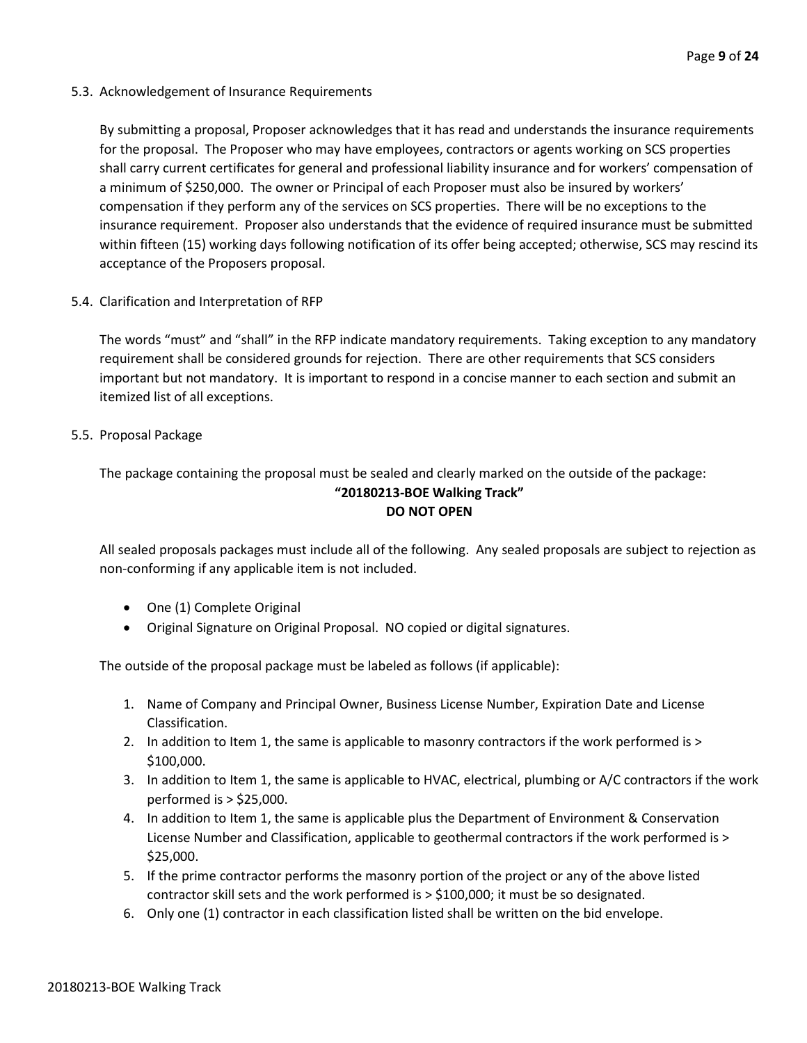### 5.3. Acknowledgement of Insurance Requirements

By submitting a proposal, Proposer acknowledges that it has read and understands the insurance requirements for the proposal. The Proposer who may have employees, contractors or agents working on SCS properties shall carry current certificates for general and professional liability insurance and for workers' compensation of a minimum of $250,000. The owner or Principal of each Proposer must also be insured by workers' compensation if they perform any of the services on SCS properties. There will be no exceptions to the insurance requirement. Proposer also understands that the evidence of required insurance must be submitted within fifteen (15) working days following notification of its offer being accepted; otherwise, SCS may rescind its acceptance of the Proposers proposal.

### 5.4. Clarification and Interpretation of RFP

The words "must" and "shall" in the RFP indicate mandatory requirements. Taking exception to any mandatory requirement shall be considered grounds for rejection. There are other requirements that SCS considers important but not mandatory. It is important to respond in a concise manner to each section and submit an itemized list of all exceptions.

### 5.5. Proposal Package

The package containing the proposal must be sealed and clearly marked on the outside of the package:

**"20180213-BOE Walking Track"**
**DO NOT OPEN**

All sealed proposals packages must include all of the following. Any sealed proposals are subject to rejection as non-conforming if any applicable item is not included.

- One (1) Complete Original
- Original Signature on Original Proposal. NO copied or digital signatures.

The outside of the proposal package must be labeled as follows (if applicable):

1. Name of Company and Principal Owner, Business License Number, Expiration Date and License Classification.
2. In addition to Item 1, the same is applicable to masonry contractors if the work performed is > $100,000.
3. In addition to Item 1, the same is applicable to HVAC, electrical, plumbing or A/C contractors if the work performed is > $25,000.
4. In addition to Item 1, the same is applicable plus the Department of Environment & Conservation License Number and Classification, applicable to geothermal contractors if the work performed is > $25,000.
5. If the prime contractor performs the masonry portion of the project or any of the above listed contractor skill sets and the work performed is > $100,000; it must be so designated.
6. Only one (1) contractor in each classification listed shall be written on the bid envelope.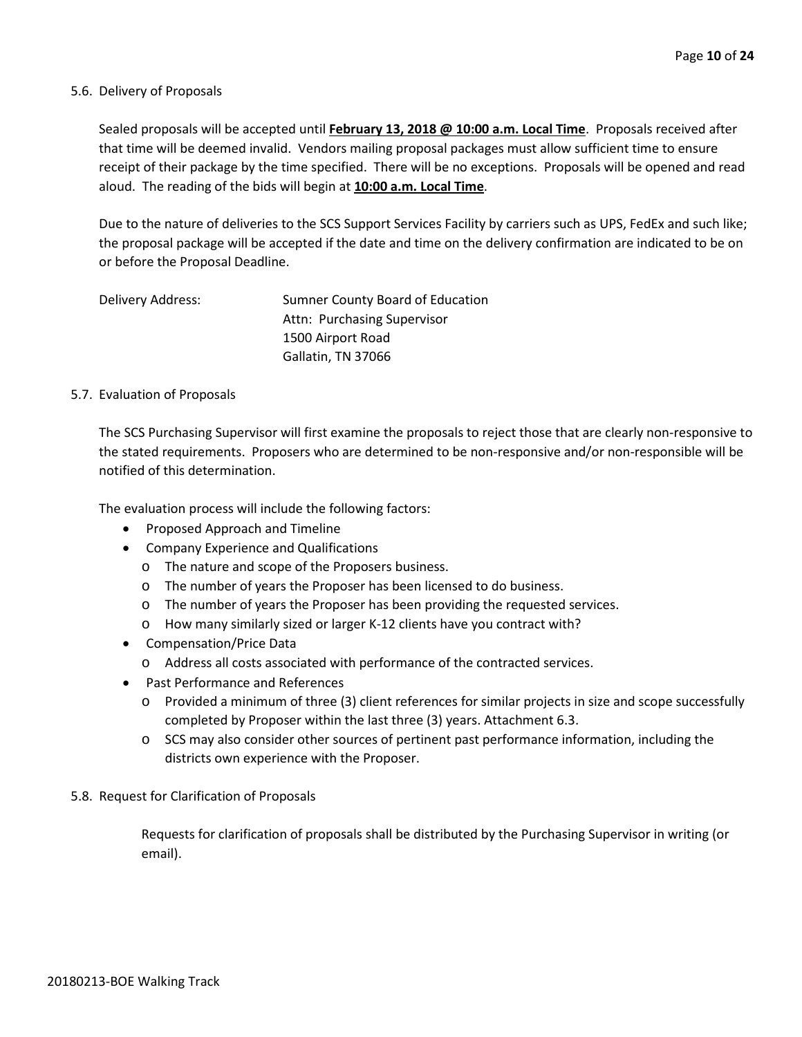### 5.6. Delivery of Proposals

Sealed proposals will be accepted until **<u>February 13, 2018 @ 10:00 a.m. Local Time</u>**. Proposals received after that time will be deemed invalid. Vendors mailing proposal packages must allow sufficient time to ensure receipt of their package by the time specified. There will be no exceptions. Proposals will be opened and read aloud. The reading of the bids will begin at **<u>10:00 a.m. Local Time</u>**.

Due to the nature of deliveries to the SCS Support Services Facility by carriers such as UPS, FedEx and such like; the proposal package will be accepted if the date and time on the delivery confirmation are indicated to be on or before the Proposal Deadline.

Delivery Address:
Sumner County Board of Education
Attn: Purchasing Supervisor
1500 Airport Road
Gallatin, TN 37066

### 5.7. Evaluation of Proposals

The SCS Purchasing Supervisor will first examine the proposals to reject those that are clearly non-responsive to the stated requirements. Proposers who are determined to be non-responsive and/or non-responsible will be notified of this determination.

The evaluation process will include the following factors:

- Proposed Approach and Timeline
- Company Experience and Qualifications
  - The nature and scope of the Proposers business.
  - The number of years the Proposer has been licensed to do business.
  - The number of years the Proposer has been providing the requested services.
  - How many similarly sized or larger K-12 clients have you contract with?
- Compensation/Price Data
  - Address all costs associated with performance of the contracted services.
- Past Performance and References
  - Provided a minimum of three (3) client references for similar projects in size and scope successfully completed by Proposer within the last three (3) years. Attachment 6.3.
  - SCS may also consider other sources of pertinent past performance information, including the districts own experience with the Proposer.

### 5.8. Request for Clarification of Proposals

Requests for clarification of proposals shall be distributed by the Purchasing Supervisor in writing (or email).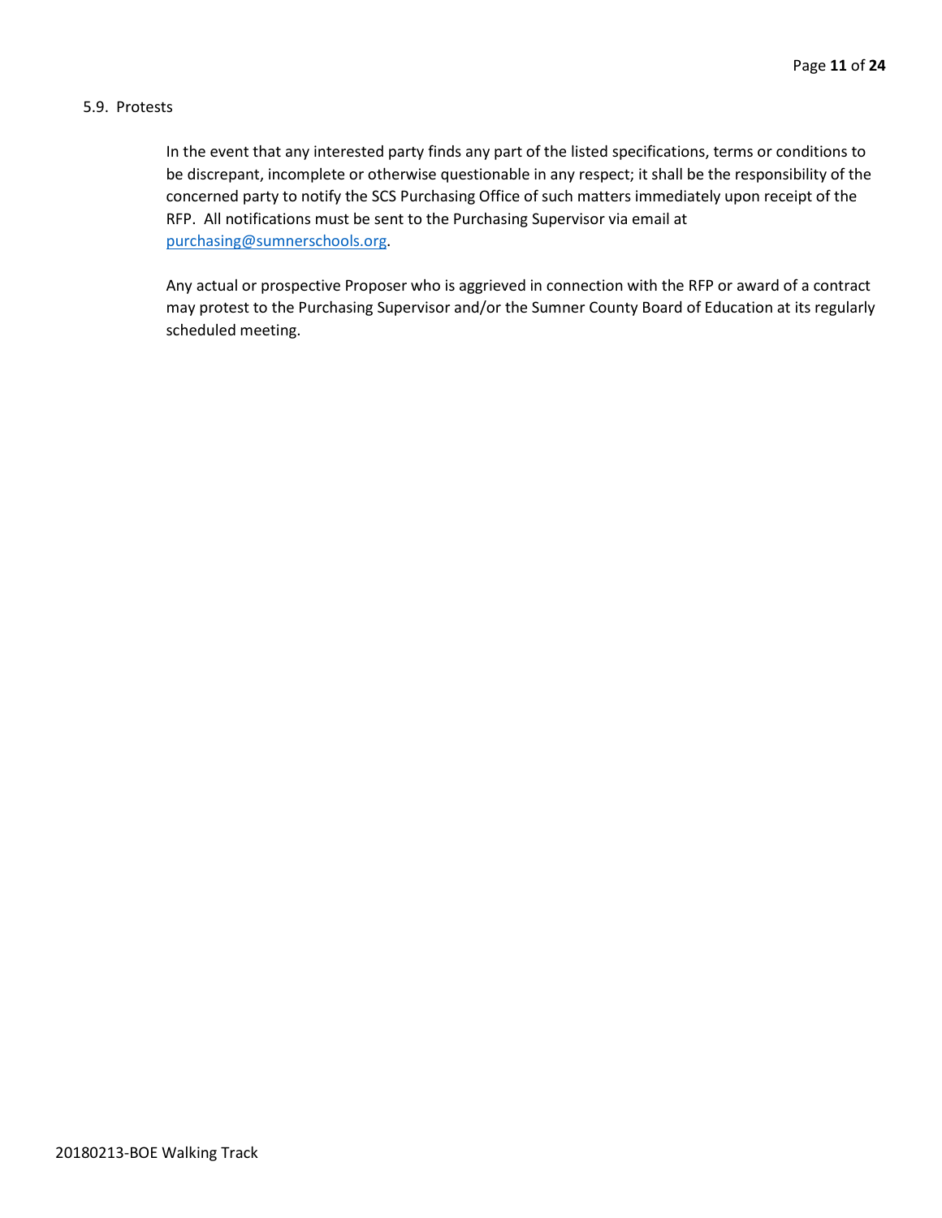### 5.9. Protests

In the event that any interested party finds any part of the listed specifications, terms or conditions to be discrepant, incomplete or otherwise questionable in any respect; it shall be the responsibility of the concerned party to notify the SCS Purchasing Office of such matters immediately upon receipt of the RFP. All notifications must be sent to the Purchasing Supervisor via email at [purchasing@sumnerschools.org](mailto:purchasing@sumnerschools.org).

Any actual or prospective Proposer who is aggrieved in connection with the RFP or award of a contract may protest to the Purchasing Supervisor and/or the Sumner County Board of Education at its regularly scheduled meeting.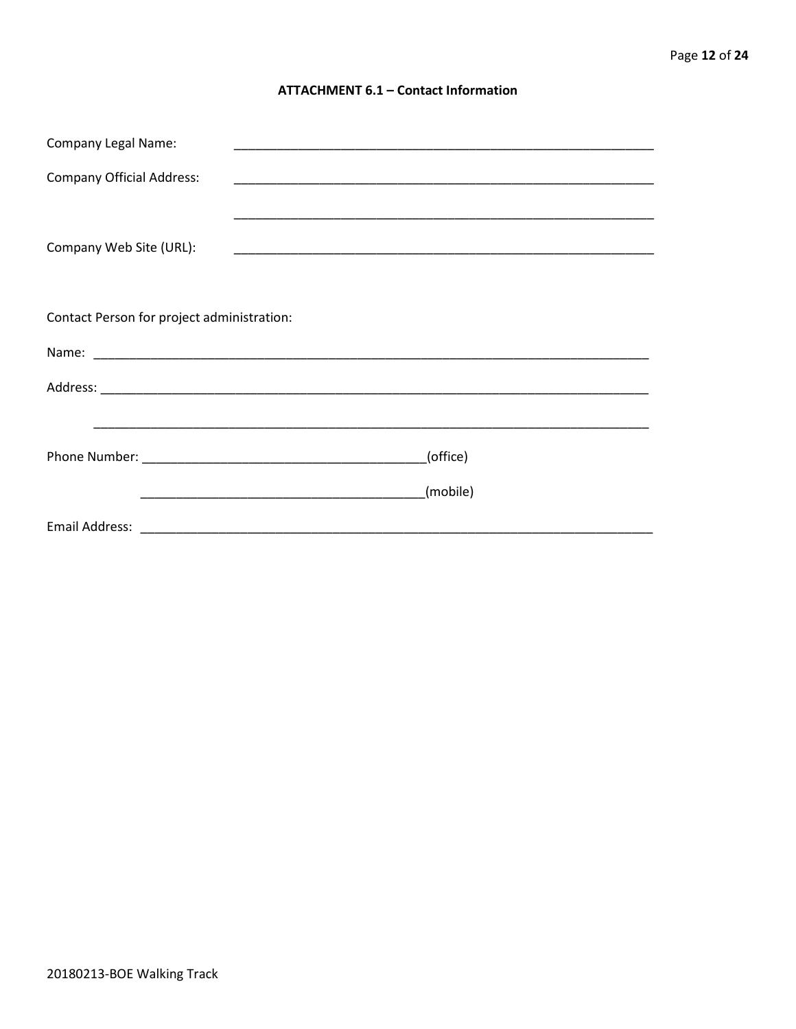## ATTACHMENT 6.1 – Contact Information

Company Legal Name: ____________________________________________________________

Company Official Address: ____________________________________________________________

____________________________________________________________

Company Web Site (URL): ____________________________________________________________

Contact Person for project administration:

Name: ________________________________________________________________________________

Address: ______________________________________________________________________________

______________________________________________________________________________

Phone Number: ________________________________________(office)

________________________________________(mobile)

Email Address: ___________________________________________________________________________

20180213-BOE Walking Track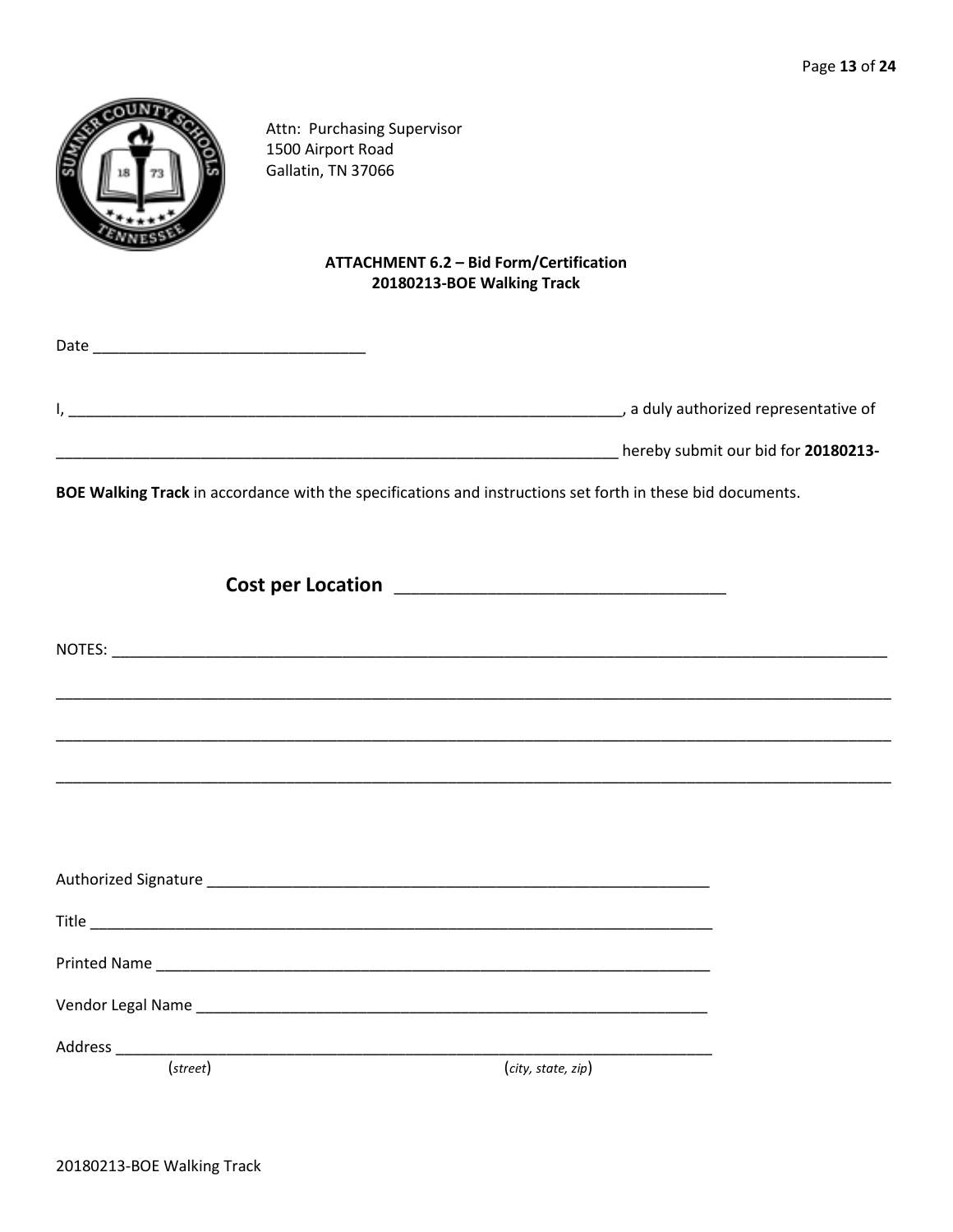Attn: Purchasing Supervisor
1500 Airport Road
Gallatin, TN 37066

**ATTACHMENT 6.2 – Bid Form/Certification**
**20180213-BOE Walking Track**

Date ________________________________

I, ____________________________________________________________________, a duly authorized representative of

______________________________________________________________________ hereby submit our bid for **20180213-BOE Walking Track** in accordance with the specifications and instructions set forth in these bid documents.

**Cost per Location** __________________________________

NOTES: ______________________________________________________________________________________________

________________________________________________________________________________________________________

________________________________________________________________________________________________________

________________________________________________________________________________________________________

Authorized Signature ______________________________________________________________

Title ____________________________________________________________________________

Printed Name ______________________________________________________________________

Vendor Legal Name _________________________________________________________________

Address __________________________________________________________________________
(*street*) (*city, state, zip*)

20180213-BOE Walking Track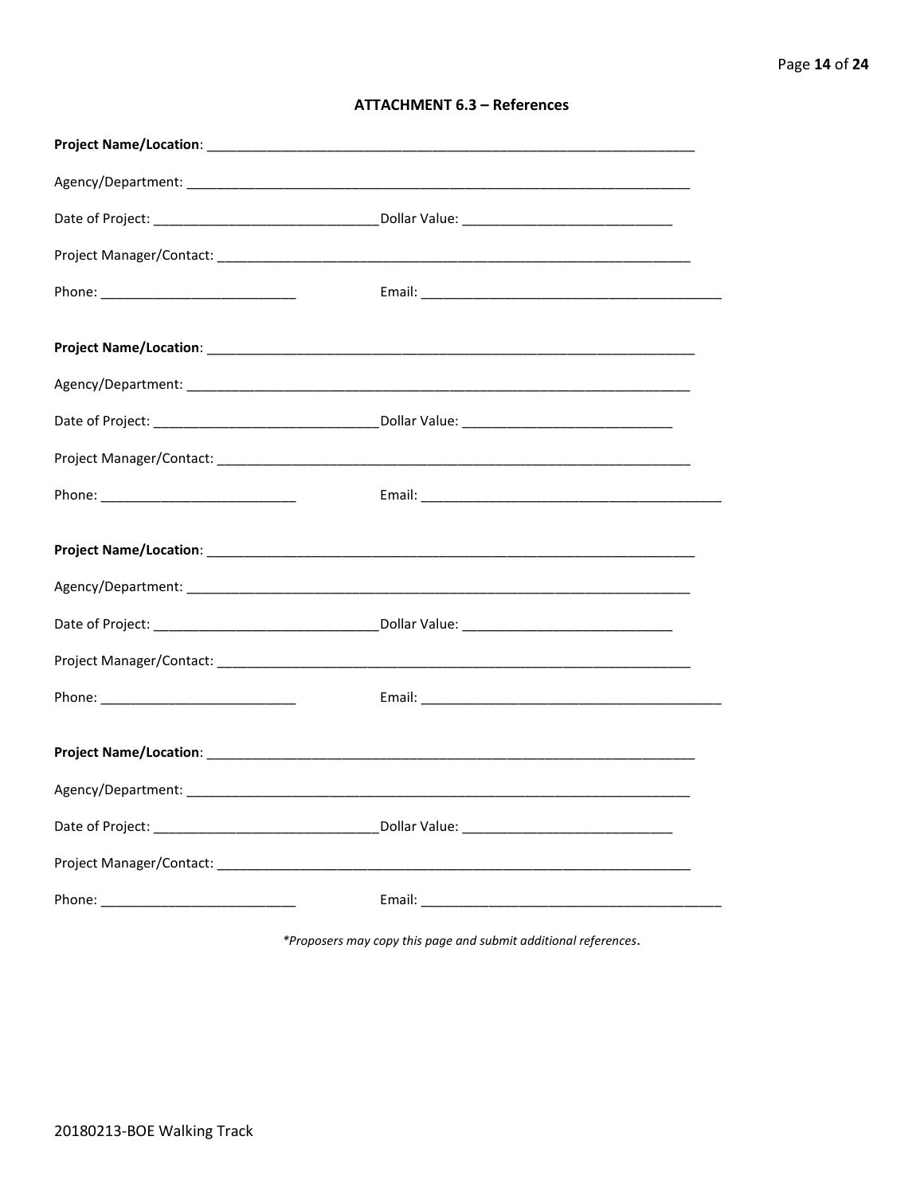## ATTACHMENT 6.3 – References

**Project Name/Location**: ______________________________________________________________________

Agency/Department: ______________________________________________________________________

Date of Project: ______________________________ Dollar Value: ____________________________

Project Manager/Contact: ________________________________________________________________

Phone: __________________________ Email: _________________________________________

**Project Name/Location**: ______________________________________________________________________

Agency/Department: ______________________________________________________________________

Date of Project: ______________________________ Dollar Value: ____________________________

Project Manager/Contact: ________________________________________________________________

Phone: __________________________ Email: _________________________________________

**Project Name/Location**: ______________________________________________________________________

Agency/Department: ______________________________________________________________________

Date of Project: ______________________________ Dollar Value: ____________________________

Project Manager/Contact: ________________________________________________________________

Phone: __________________________ Email: _________________________________________

**Project Name/Location**: ______________________________________________________________________

Agency/Department: ______________________________________________________________________

Date of Project: ______________________________ Dollar Value: ____________________________

Project Manager/Contact: ________________________________________________________________

Phone: __________________________ Email: _________________________________________

*\*Proposers may copy this page and submit additional references.*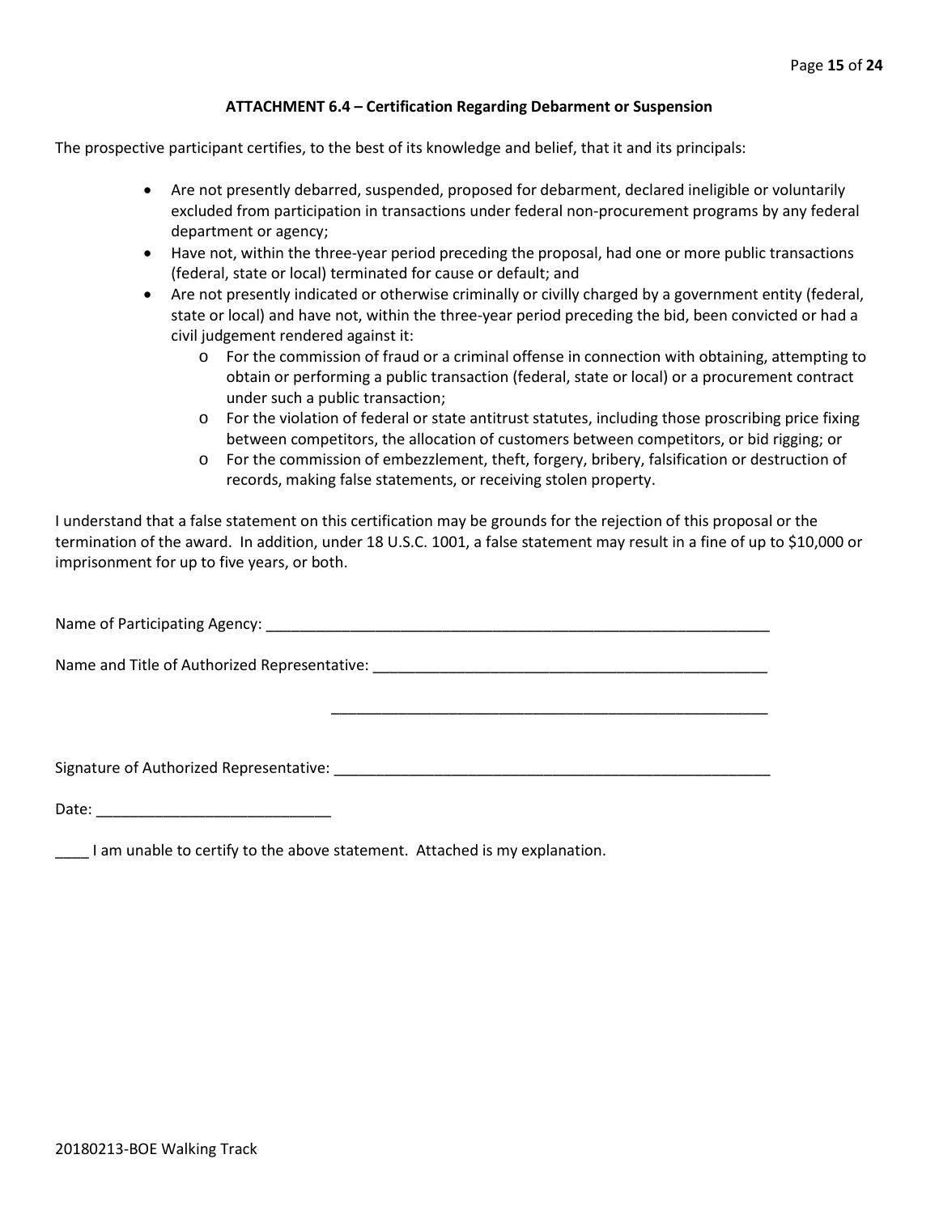### ATTACHMENT 6.4 – Certification Regarding Debarment or Suspension

The prospective participant certifies, to the best of its knowledge and belief, that it and its principals:

- Are not presently debarred, suspended, proposed for debarment, declared ineligible or voluntarily excluded from participation in transactions under federal non-procurement programs by any federal department or agency;
- Have not, within the three-year period preceding the proposal, had one or more public transactions (federal, state or local) terminated for cause or default; and
- Are not presently indicated or otherwise criminally or civilly charged by a government entity (federal, state or local) and have not, within the three-year period preceding the bid, been convicted or had a civil judgement rendered against it:
    - For the commission of fraud or a criminal offense in connection with obtaining, attempting to obtain or performing a public transaction (federal, state or local) or a procurement contract under such a public transaction;
    - For the violation of federal or state antitrust statutes, including those proscribing price fixing between competitors, the allocation of customers between competitors, or bid rigging; or
    - For the commission of embezzlement, theft, forgery, bribery, falsification or destruction of records, making false statements, or receiving stolen property.

I understand that a false statement on this certification may be grounds for the rejection of this proposal or the termination of the award. In addition, under 18 U.S.C. 1001, a false statement may result in a fine of up to $10,000 or imprisonment for up to five years, or both.

Name of Participating Agency: _______________________________________________________________

Name and Title of Authorized Representative: ___________________________________________________

_____________________________________________________

Signature of Authorized Representative: _______________________________________________________

Date: ____________________________

____ I am unable to certify to the above statement. Attached is my explanation.

20180213-BOE Walking Track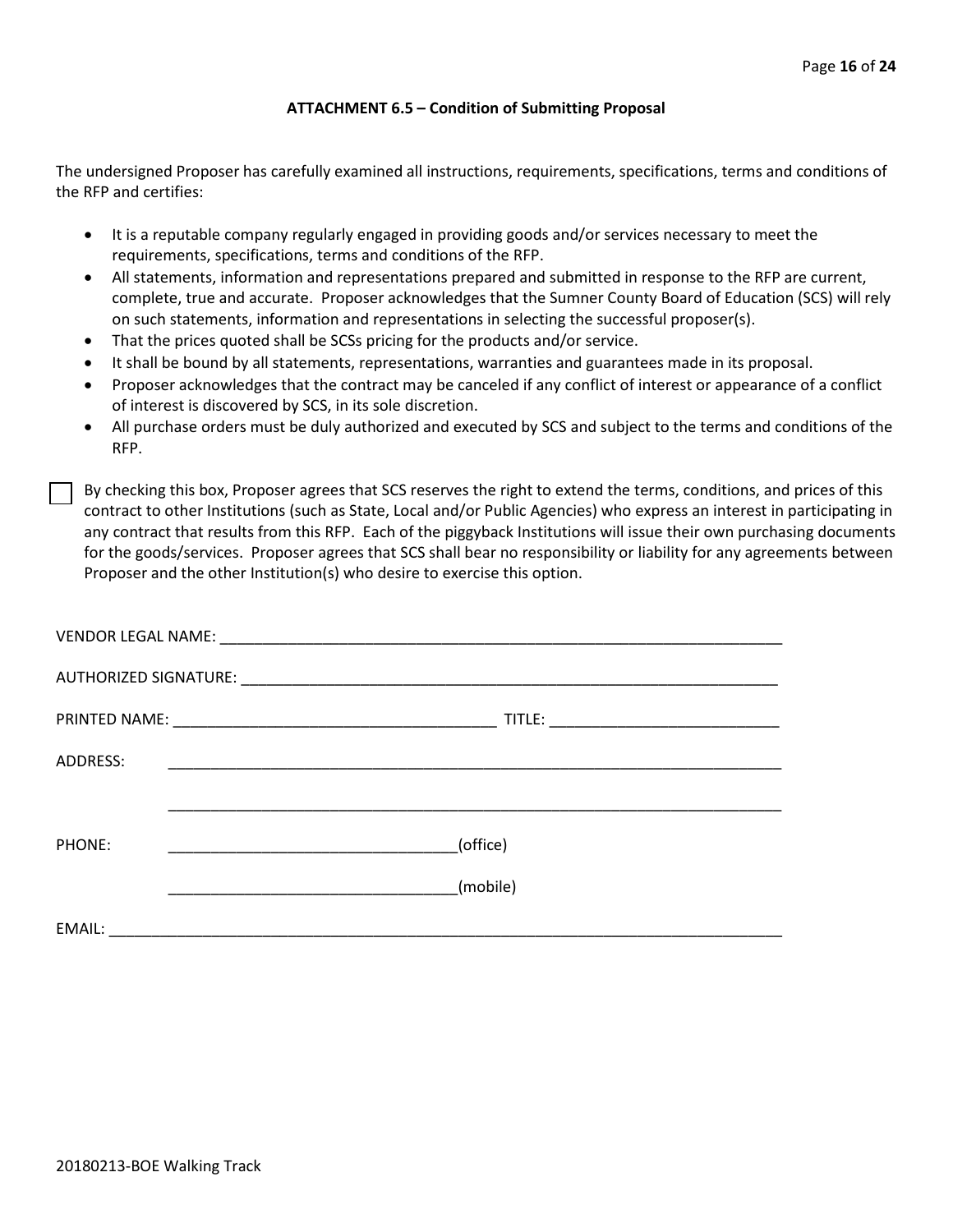### ATTACHMENT 6.5 – Condition of Submitting Proposal

The undersigned Proposer has carefully examined all instructions, requirements, specifications, terms and conditions of the RFP and certifies:

- It is a reputable company regularly engaged in providing goods and/or services necessary to meet the requirements, specifications, terms and conditions of the RFP.
- All statements, information and representations prepared and submitted in response to the RFP are current, complete, true and accurate. Proposer acknowledges that the Sumner County Board of Education (SCS) will rely on such statements, information and representations in selecting the successful proposer(s).
- That the prices quoted shall be SCSs pricing for the products and/or service.
- It shall be bound by all statements, representations, warranties and guarantees made in its proposal.
- Proposer acknowledges that the contract may be canceled if any conflict of interest or appearance of a conflict of interest is discovered by SCS, in its sole discretion.
- All purchase orders must be duly authorized and executed by SCS and subject to the terms and conditions of the RFP.

☐ By checking this box, Proposer agrees that SCS reserves the right to extend the terms, conditions, and prices of this contract to other Institutions (such as State, Local and/or Public Agencies) who express an interest in participating in any contract that results from this RFP. Each of the piggyback Institutions will issue their own purchasing documents for the goods/services. Proposer agrees that SCS shall bear no responsibility or liability for any agreements between Proposer and the other Institution(s) who desire to exercise this option.

VENDOR LEGAL NAME: ___________________________________________________________________

AUTHORIZED SIGNATURE: ______________________________________________________________

PRINTED NAME: ______________________________________ TITLE: ___________________________

ADDRESS: _________________________________________________________________________

_________________________________________________________________________

PHONE: __________________________________(office)

__________________________________(mobile)

EMAIL: ____________________________________________________________________________

20180213-BOE Walking Track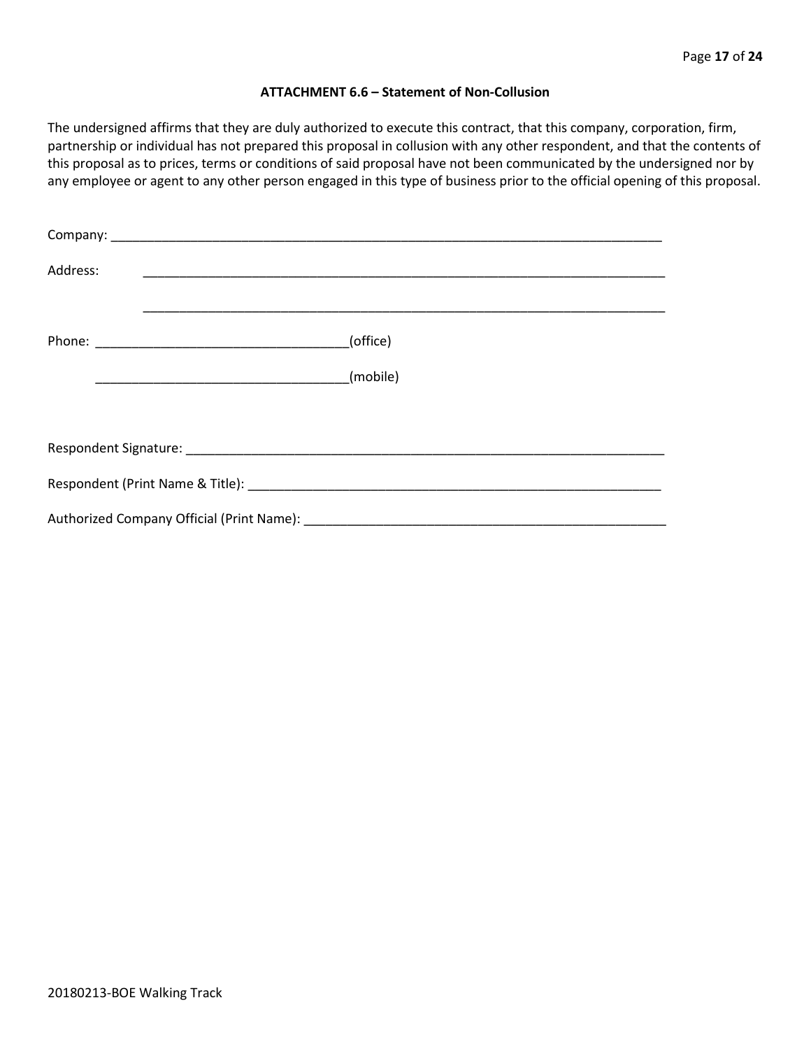### ATTACHMENT 6.6 – Statement of Non-Collusion

The undersigned affirms that they are duly authorized to execute this contract, that this company, corporation, firm, partnership or individual has not prepared this proposal in collusion with any other respondent, and that the contents of this proposal as to prices, terms or conditions of said proposal have not been communicated by the undersigned nor by any employee or agent to any other person engaged in this type of business prior to the official opening of this proposal.

Company: ______________________________________________________________________________

Address: ______________________________________________________________________________

______________________________________________________________________________

Phone: ___________________________________(office)

___________________________________(mobile)

Respondent Signature: ____________________________________________________________________

Respondent (Print Name & Title): ____________________________________________________________

Authorized Company Official (Print Name): ____________________________________________________

20180213-BOE Walking Track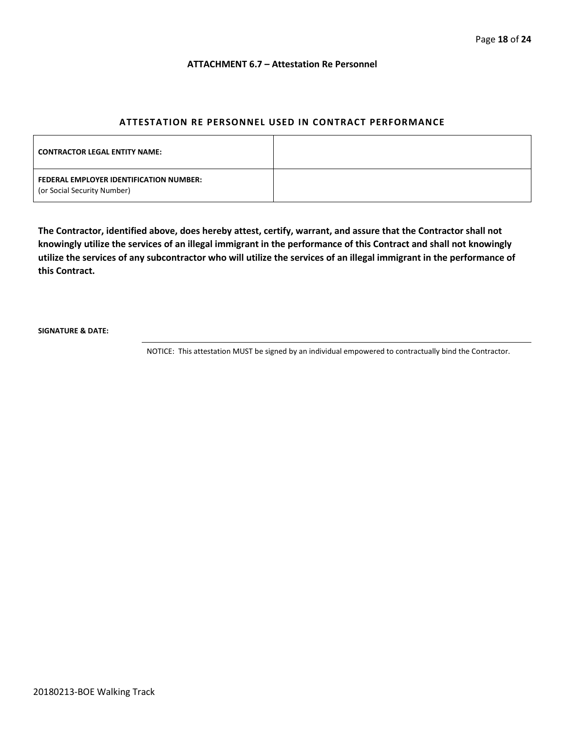### ATTACHMENT 6.7 – Attestation Re Personnel

## ATTESTATION RE PERSONNEL USED IN CONTRACT PERFORMANCE

| | |
|---|---|
| **CONTRACTOR LEGAL ENTITY NAME:** | |
| **FEDERAL EMPLOYER IDENTIFICATION NUMBER:** (or Social Security Number) | |

**The Contractor, identified above, does hereby attest, certify, warrant, and assure that the Contractor shall not knowingly utilize the services of an illegal immigrant in the performance of this Contract and shall not knowingly utilize the services of any subcontractor who will utilize the services of an illegal immigrant in the performance of this Contract.**

**SIGNATURE & DATE:**

NOTICE: This attestation MUST be signed by an individual empowered to contractually bind the Contractor.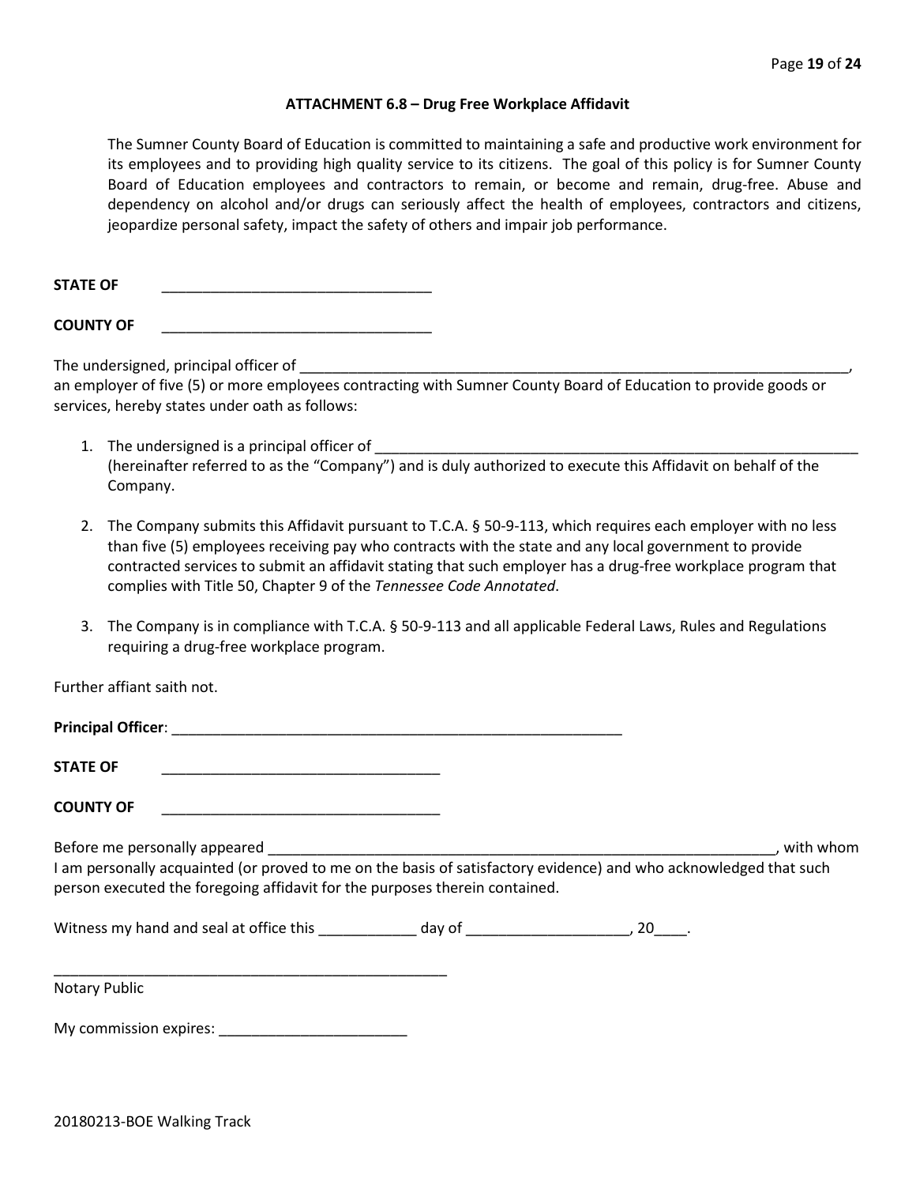### ATTACHMENT 6.8 – Drug Free Workplace Affidavit

The Sumner County Board of Education is committed to maintaining a safe and productive work environment for its employees and to providing high quality service to its citizens. The goal of this policy is for Sumner County Board of Education employees and contractors to remain, or become and remain, drug-free. Abuse and dependency on alcohol and/or drugs can seriously affect the health of employees, contractors and citizens, jeopardize personal safety, impact the safety of others and impair job performance.

**STATE OF** _________________________________

**COUNTY OF** _________________________________

The undersigned, principal officer of ______________________________________________________________________, an employer of five (5) or more employees contracting with Sumner County Board of Education to provide goods or services, hereby states under oath as follows:

1. The undersigned is a principal officer of ______________________________________________________________ (hereinafter referred to as the "Company") and is duly authorized to execute this Affidavit on behalf of the Company.

2. The Company submits this Affidavit pursuant to T.C.A. § 50-9-113, which requires each employer with no less than five (5) employees receiving pay who contracts with the state and any local government to provide contracted services to submit an affidavit stating that such employer has a drug-free workplace program that complies with Title 50, Chapter 9 of the *Tennessee Code Annotated*.

3. The Company is in compliance with T.C.A. § 50-9-113 and all applicable Federal Laws, Rules and Regulations requiring a drug-free workplace program.

Further affiant saith not.

**Principal Officer**: _________________________________________________________

**STATE OF** __________________________________

**COUNTY OF** __________________________________

Before me personally appeared _________________________________________________________________, with whom I am personally acquainted (or proved to me on the basis of satisfactory evidence) and who acknowledged that such person executed the foregoing affidavit for the purposes therein contained.

Witness my hand and seal at office this ____________ day of ____________________, 20____.

__________________________________________________

Notary Public

My commission expires: _______________________

20180213-BOE Walking Track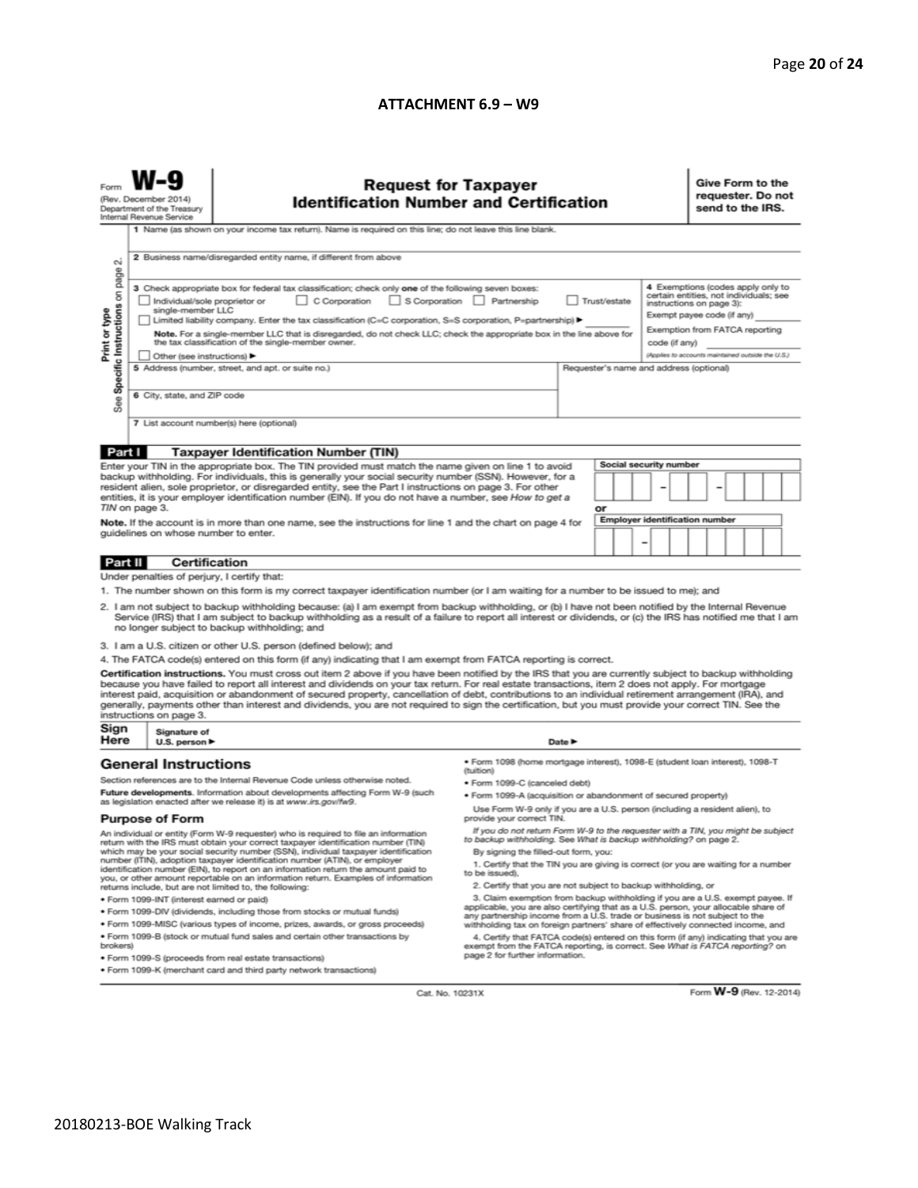## ATTACHMENT 6.9 – W9

Form **W-9**
(Rev. December 2014)
Department of the Treasury
Internal Revenue Service

# Request for Taxpayer Identification Number and Certification

**Give Form to the requester. Do not send to the IRS.**

Print or type
See Specific Instructions on page 2.

1 Name (as shown on your income tax return). Name is required on this line; do not leave this line blank.

2 Business name/disregarded entity name, if different from above

3 Check appropriate box for federal tax classification; check only **one** of the following seven boxes:

☐ Individual/sole proprietor or single-member LLC ☐ C Corporation ☐ S Corporation ☐ Partnership ☐ Trust/estate

☐ Limited liability company. Enter the tax classification (C=C corporation, S=S corporation, P=partnership) ► ________

**Note.** For a single-member LLC that is disregarded, do not check LLC; check the appropriate box in the line above for the tax classification of the single-member owner.

☐ Other (see instructions) ►

**4** Exemptions (codes apply only to certain entities, not individuals; see instructions on page 3):

Exempt payee code (if any) ________

Exemption from FATCA reporting code (if any) ________

*(Applies to accounts maintained outside the U.S.)*

5 Address (number, street, and apt. or suite no.)

Requester's name and address (optional)

6 City, state, and ZIP code

7 List account number(s) here (optional)

## Part I Taxpayer Identification Number (TIN)

Enter your TIN in the appropriate box. The TIN provided must match the name given on line 1 to avoid backup withholding. For individuals, this is generally your social security number (SSN). However, for a resident alien, sole proprietor, or disregarded entity, see the Part I instructions on page 3. For other entities, it is your employer identification number (EIN). If you do not have a number, see *How to get a TIN* on page 3.

**Note.** If the account is in more than one name, see the instructions for line 1 and the chart on page 4 for guidelines on whose number to enter.

**Social security number**

[ ][ ][ ] – [ ][ ] – [ ][ ][ ][ ]

or

**Employer identification number**

[ ][ ] – [ ][ ][ ][ ][ ][ ][ ]

## Part II Certification

Under penalties of perjury, I certify that:

1. The number shown on this form is my correct taxpayer identification number (or I am waiting for a number to be issued to me); and
2. I am not subject to backup withholding because: (a) I am exempt from backup withholding, or (b) I have not been notified by the Internal Revenue Service (IRS) that I am subject to backup withholding as a result of a failure to report all interest or dividends, or (c) the IRS has notified me that I am no longer subject to backup withholding; and
3. I am a U.S. citizen or other U.S. person (defined below); and
4. The FATCA code(s) entered on this form (if any) indicating that I am exempt from FATCA reporting is correct.

**Certification instructions.** You must cross out item 2 above if you have been notified by the IRS that you are currently subject to backup withholding because you have failed to report all interest and dividends on your tax return. For real estate transactions, item 2 does not apply. For mortgage interest paid, acquisition or abandonment of secured property, cancellation of debt, contributions to an individual retirement arrangement (IRA), and generally, payments other than interest and dividends, you are not required to sign the certification, but you must provide your correct TIN. See the instructions on page 3.

**Sign Here** Signature of U.S. person ► Date ►

## General Instructions

Section references are to the Internal Revenue Code unless otherwise noted.

**Future developments.** Information about developments affecting Form W-9 (such as legislation enacted after we release it) is at *www.irs.gov/fw9*.

### Purpose of Form

An individual or entity (Form W-9 requester) who is required to file an information return with the IRS must obtain your correct taxpayer identification number (TIN) which may be your social security number (SSN), individual taxpayer identification number (ITIN), adoption taxpayer identification number (ATIN), or employer identification number (EIN), to report on an information return the amount paid to you, or other amount reportable on an information return. Examples of information returns include, but are not limited to, the following:

- Form 1099-INT (interest earned or paid)
- Form 1099-DIV (dividends, including those from stocks or mutual funds)
- Form 1099-MISC (various types of income, prizes, awards, or gross proceeds)
- Form 1099-B (stock or mutual fund sales and certain other transactions by brokers)
- Form 1099-S (proceeds from real estate transactions)
- Form 1099-K (merchant card and third party network transactions)
- Form 1098 (home mortgage interest), 1098-E (student loan interest), 1098-T (tuition)
- Form 1099-C (canceled debt)
- Form 1099-A (acquisition or abandonment of secured property)

Use Form W-9 only if you are a U.S. person (including a resident alien), to provide your correct TIN.

*If you do not return Form W-9 to the requester with a TIN, you might be subject to backup withholding. See What is backup withholding? on page 2.*

By signing the filled-out form, you:

1. Certify that the TIN you are giving is correct (or you are waiting for a number to be issued),
2. Certify that you are not subject to backup withholding, or
3. Claim exemption from backup withholding if you are a U.S. exempt payee. If applicable, you are also certifying that as a U.S. person, your allocable share of any partnership income from a U.S. trade or business is not subject to the withholding tax on foreign partners' share of effectively connected income, and
4. Certify that FATCA code(s) entered on this form (if any) indicating that you are exempt from the FATCA reporting, is correct. See *What is FATCA reporting?* on page 2 for further information.

Cat. No. 10231X Form **W-9** (Rev. 12-2014)

20180213-BOE Walking Track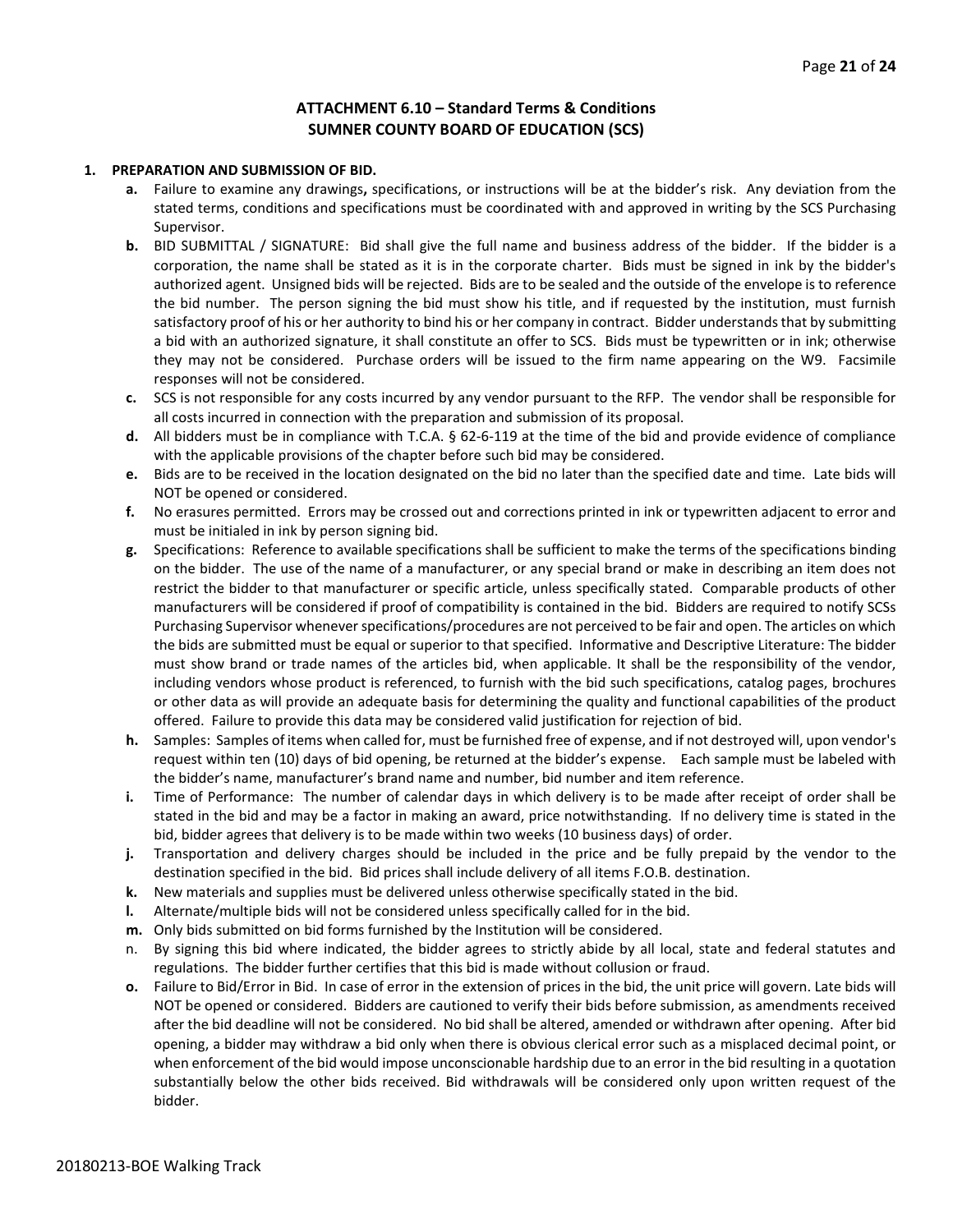**ATTACHMENT 6.10 – Standard Terms & Conditions**
**SUMNER COUNTY BOARD OF EDUCATION (SCS)**

1. **PREPARATION AND SUBMISSION OF BID.**
   - **a.** Failure to examine any drawings**,** specifications, or instructions will be at the bidder's risk. Any deviation from the stated terms, conditions and specifications must be coordinated with and approved in writing by the SCS Purchasing Supervisor.
   - **b.** BID SUBMITTAL / SIGNATURE: Bid shall give the full name and business address of the bidder. If the bidder is a corporation, the name shall be stated as it is in the corporate charter. Bids must be signed in ink by the bidder's authorized agent. Unsigned bids will be rejected. Bids are to be sealed and the outside of the envelope is to reference the bid number. The person signing the bid must show his title, and if requested by the institution, must furnish satisfactory proof of his or her authority to bind his or her company in contract. Bidder understands that by submitting a bid with an authorized signature, it shall constitute an offer to SCS. Bids must be typewritten or in ink; otherwise they may not be considered. Purchase orders will be issued to the firm name appearing on the W9. Facsimile responses will not be considered.
   - **c.** SCS is not responsible for any costs incurred by any vendor pursuant to the RFP. The vendor shall be responsible for all costs incurred in connection with the preparation and submission of its proposal.
   - **d.** All bidders must be in compliance with T.C.A. § 62-6-119 at the time of the bid and provide evidence of compliance with the applicable provisions of the chapter before such bid may be considered.
   - **e.** Bids are to be received in the location designated on the bid no later than the specified date and time. Late bids will NOT be opened or considered.
   - **f.** No erasures permitted. Errors may be crossed out and corrections printed in ink or typewritten adjacent to error and must be initialed in ink by person signing bid.
   - **g.** Specifications: Reference to available specifications shall be sufficient to make the terms of the specifications binding on the bidder. The use of the name of a manufacturer, or any special brand or make in describing an item does not restrict the bidder to that manufacturer or specific article, unless specifically stated. Comparable products of other manufacturers will be considered if proof of compatibility is contained in the bid. Bidders are required to notify SCSs Purchasing Supervisor whenever specifications/procedures are not perceived to be fair and open. The articles on which the bids are submitted must be equal or superior to that specified. Informative and Descriptive Literature: The bidder must show brand or trade names of the articles bid, when applicable. It shall be the responsibility of the vendor, including vendors whose product is referenced, to furnish with the bid such specifications, catalog pages, brochures or other data as will provide an adequate basis for determining the quality and functional capabilities of the product offered. Failure to provide this data may be considered valid justification for rejection of bid.
   - **h.** Samples: Samples of items when called for, must be furnished free of expense, and if not destroyed will, upon vendor's request within ten (10) days of bid opening, be returned at the bidder's expense. Each sample must be labeled with the bidder's name, manufacturer's brand name and number, bid number and item reference.
   - **i.** Time of Performance: The number of calendar days in which delivery is to be made after receipt of order shall be stated in the bid and may be a factor in making an award, price notwithstanding. If no delivery time is stated in the bid, bidder agrees that delivery is to be made within two weeks (10 business days) of order.
   - **j.** Transportation and delivery charges should be included in the price and be fully prepaid by the vendor to the destination specified in the bid. Bid prices shall include delivery of all items F.O.B. destination.
   - **k.** New materials and supplies must be delivered unless otherwise specifically stated in the bid.
   - **l.** Alternate/multiple bids will not be considered unless specifically called for in the bid.
   - **m.** Only bids submitted on bid forms furnished by the Institution will be considered.
   - n. By signing this bid where indicated, the bidder agrees to strictly abide by all local, state and federal statutes and regulations. The bidder further certifies that this bid is made without collusion or fraud.
   - **o.** Failure to Bid/Error in Bid. In case of error in the extension of prices in the bid, the unit price will govern. Late bids will NOT be opened or considered. Bidders are cautioned to verify their bids before submission, as amendments received after the bid deadline will not be considered. No bid shall be altered, amended or withdrawn after opening. After bid opening, a bidder may withdraw a bid only when there is obvious clerical error such as a misplaced decimal point, or when enforcement of the bid would impose unconscionable hardship due to an error in the bid resulting in a quotation substantially below the other bids received. Bid withdrawals will be considered only upon written request of the bidder.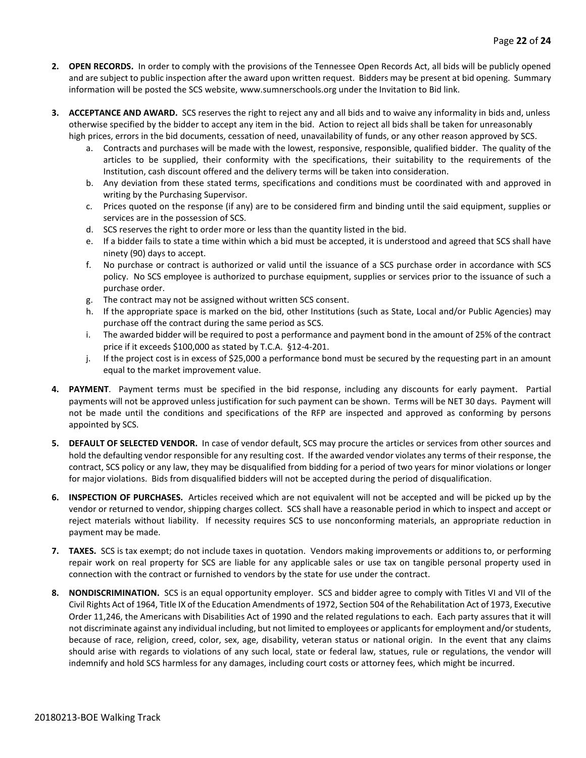2. **OPEN RECORDS.** In order to comply with the provisions of the Tennessee Open Records Act, all bids will be publicly opened and are subject to public inspection after the award upon written request. Bidders may be present at bid opening. Summary information will be posted the SCS website, www.sumnerschools.org under the Invitation to Bid link.

3. **ACCEPTANCE AND AWARD.** SCS reserves the right to reject any and all bids and to waive any informality in bids and, unless otherwise specified by the bidder to accept any item in the bid. Action to reject all bids shall be taken for unreasonably high prices, errors in the bid documents, cessation of need, unavailability of funds, or any other reason approved by SCS.
   a. Contracts and purchases will be made with the lowest, responsive, responsible, qualified bidder. The quality of the articles to be supplied, their conformity with the specifications, their suitability to the requirements of the Institution, cash discount offered and the delivery terms will be taken into consideration.
   b. Any deviation from these stated terms, specifications and conditions must be coordinated with and approved in writing by the Purchasing Supervisor.
   c. Prices quoted on the response (if any) are to be considered firm and binding until the said equipment, supplies or services are in the possession of SCS.
   d. SCS reserves the right to order more or less than the quantity listed in the bid.
   e. If a bidder fails to state a time within which a bid must be accepted, it is understood and agreed that SCS shall have ninety (90) days to accept.
   f. No purchase or contract is authorized or valid until the issuance of a SCS purchase order in accordance with SCS policy. No SCS employee is authorized to purchase equipment, supplies or services prior to the issuance of such a purchase order.
   g. The contract may not be assigned without written SCS consent.
   h. If the appropriate space is marked on the bid, other Institutions (such as State, Local and/or Public Agencies) may purchase off the contract during the same period as SCS.
   i. The awarded bidder will be required to post a performance and payment bond in the amount of 25% of the contract price if it exceeds $100,000 as stated by T.C.A. §12-4-201.
   j. If the project cost is in excess of $25,000 a performance bond must be secured by the requesting part in an amount equal to the market improvement value.

4. **PAYMENT**. Payment terms must be specified in the bid response, including any discounts for early payment. Partial payments will not be approved unless justification for such payment can be shown. Terms will be NET 30 days. Payment will not be made until the conditions and specifications of the RFP are inspected and approved as conforming by persons appointed by SCS.

5. **DEFAULT OF SELECTED VENDOR.** In case of vendor default, SCS may procure the articles or services from other sources and hold the defaulting vendor responsible for any resulting cost. If the awarded vendor violates any terms of their response, the contract, SCS policy or any law, they may be disqualified from bidding for a period of two years for minor violations or longer for major violations. Bids from disqualified bidders will not be accepted during the period of disqualification.

6. **INSPECTION OF PURCHASES.** Articles received which are not equivalent will not be accepted and will be picked up by the vendor or returned to vendor, shipping charges collect. SCS shall have a reasonable period in which to inspect and accept or reject materials without liability. If necessity requires SCS to use nonconforming materials, an appropriate reduction in payment may be made.

7. **TAXES.** SCS is tax exempt; do not include taxes in quotation. Vendors making improvements or additions to, or performing repair work on real property for SCS are liable for any applicable sales or use tax on tangible personal property used in connection with the contract or furnished to vendors by the state for use under the contract.

8. **NONDISCRIMINATION.** SCS is an equal opportunity employer. SCS and bidder agree to comply with Titles VI and VII of the Civil Rights Act of 1964, Title IX of the Education Amendments of 1972, Section 504 of the Rehabilitation Act of 1973, Executive Order 11,246, the Americans with Disabilities Act of 1990 and the related regulations to each. Each party assures that it will not discriminate against any individual including, but not limited to employees or applicants for employment and/or students, because of race, religion, creed, color, sex, age, disability, veteran status or national origin. In the event that any claims should arise with regards to violations of any such local, state or federal law, statues, rule or regulations, the vendor will indemnify and hold SCS harmless for any damages, including court costs or attorney fees, which might be incurred.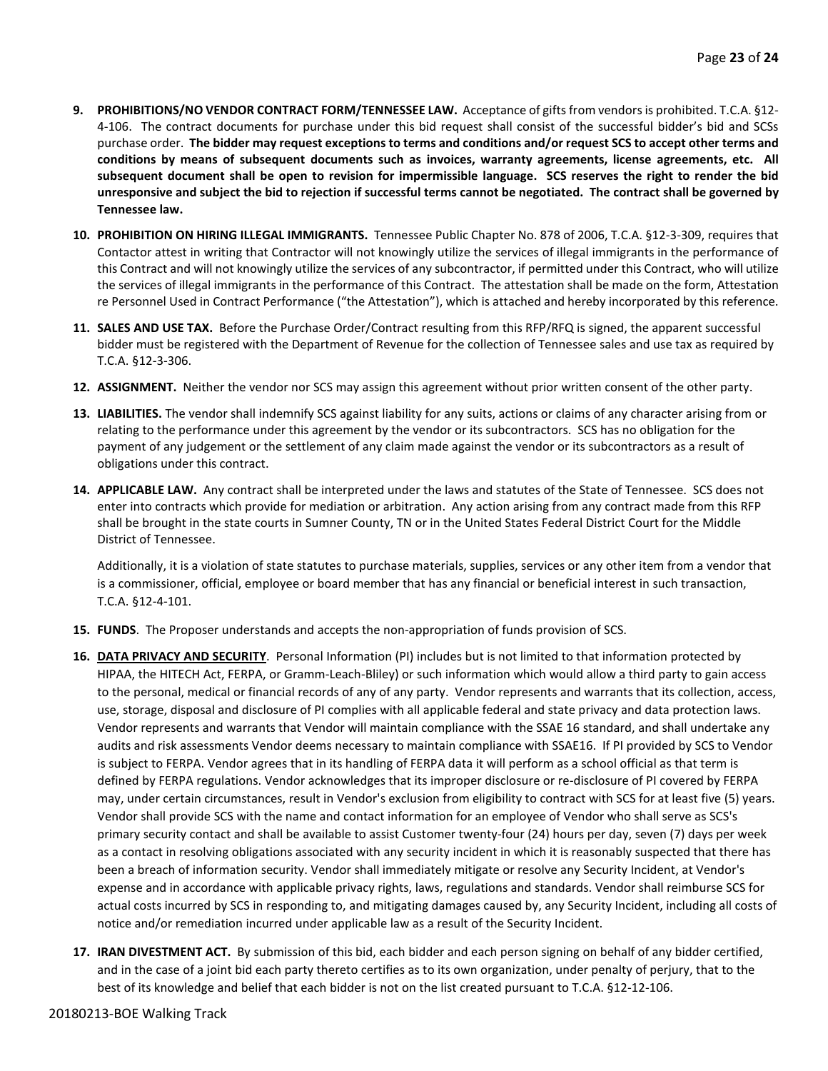9. **PROHIBITIONS/NO VENDOR CONTRACT FORM/TENNESSEE LAW.** Acceptance of gifts from vendors is prohibited. T.C.A. §12-4-106. The contract documents for purchase under this bid request shall consist of the successful bidder's bid and SCSs purchase order. **The bidder may request exceptions to terms and conditions and/or request SCS to accept other terms and conditions by means of subsequent documents such as invoices, warranty agreements, license agreements, etc. All subsequent document shall be open to revision for impermissible language. SCS reserves the right to render the bid unresponsive and subject the bid to rejection if successful terms cannot be negotiated. The contract shall be governed by Tennessee law.**

10. **PROHIBITION ON HIRING ILLEGAL IMMIGRANTS.** Tennessee Public Chapter No. 878 of 2006, T.C.A. §12-3-309, requires that Contactor attest in writing that Contractor will not knowingly utilize the services of illegal immigrants in the performance of this Contract and will not knowingly utilize the services of any subcontractor, if permitted under this Contract, who will utilize the services of illegal immigrants in the performance of this Contract. The attestation shall be made on the form, Attestation re Personnel Used in Contract Performance ("the Attestation"), which is attached and hereby incorporated by this reference.

11. **SALES AND USE TAX.** Before the Purchase Order/Contract resulting from this RFP/RFQ is signed, the apparent successful bidder must be registered with the Department of Revenue for the collection of Tennessee sales and use tax as required by T.C.A. §12-3-306.

12. **ASSIGNMENT.** Neither the vendor nor SCS may assign this agreement without prior written consent of the other party.

13. **LIABILITIES.** The vendor shall indemnify SCS against liability for any suits, actions or claims of any character arising from or relating to the performance under this agreement by the vendor or its subcontractors. SCS has no obligation for the payment of any judgement or the settlement of any claim made against the vendor or its subcontractors as a result of obligations under this contract.

14. **APPLICABLE LAW.** Any contract shall be interpreted under the laws and statutes of the State of Tennessee. SCS does not enter into contracts which provide for mediation or arbitration. Any action arising from any contract made from this RFP shall be brought in the state courts in Sumner County, TN or in the United States Federal District Court for the Middle District of Tennessee.

    Additionally, it is a violation of state statutes to purchase materials, supplies, services or any other item from a vendor that is a commissioner, official, employee or board member that has any financial or beneficial interest in such transaction, T.C.A. §12-4-101.

15. **FUNDS**. The Proposer understands and accepts the non-appropriation of funds provision of SCS.

16. **<u>DATA PRIVACY AND SECURITY</u>**. Personal Information (PI) includes but is not limited to that information protected by HIPAA, the HITECH Act, FERPA, or Gramm-Leach-Bliley) or such information which would allow a third party to gain access to the personal, medical or financial records of any of any party. Vendor represents and warrants that its collection, access, use, storage, disposal and disclosure of PI complies with all applicable federal and state privacy and data protection laws. Vendor represents and warrants that Vendor will maintain compliance with the SSAE 16 standard, and shall undertake any audits and risk assessments Vendor deems necessary to maintain compliance with SSAE16. If PI provided by SCS to Vendor is subject to FERPA. Vendor agrees that in its handling of FERPA data it will perform as a school official as that term is defined by FERPA regulations. Vendor acknowledges that its improper disclosure or re-disclosure of PI covered by FERPA may, under certain circumstances, result in Vendor's exclusion from eligibility to contract with SCS for at least five (5) years. Vendor shall provide SCS with the name and contact information for an employee of Vendor who shall serve as SCS's primary security contact and shall be available to assist Customer twenty-four (24) hours per day, seven (7) days per week as a contact in resolving obligations associated with any security incident in which it is reasonably suspected that there has been a breach of information security. Vendor shall immediately mitigate or resolve any Security Incident, at Vendor's expense and in accordance with applicable privacy rights, laws, regulations and standards. Vendor shall reimburse SCS for actual costs incurred by SCS in responding to, and mitigating damages caused by, any Security Incident, including all costs of notice and/or remediation incurred under applicable law as a result of the Security Incident.

17. **IRAN DIVESTMENT ACT.** By submission of this bid, each bidder and each person signing on behalf of any bidder certified, and in the case of a joint bid each party thereto certifies as to its own organization, under penalty of perjury, that to the best of its knowledge and belief that each bidder is not on the list created pursuant to T.C.A. §12-12-106.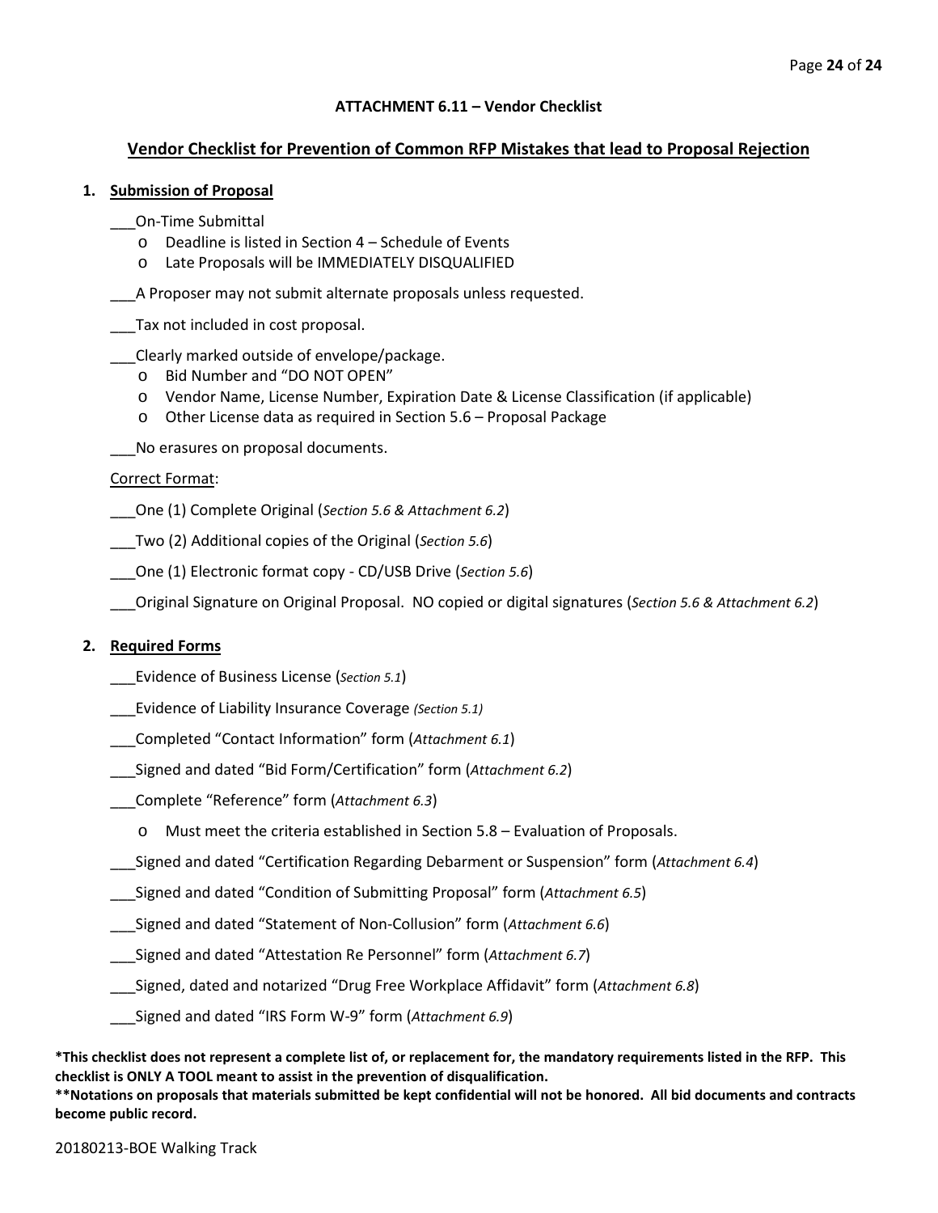**ATTACHMENT 6.11 – Vendor Checklist**

## Vendor Checklist for Prevention of Common RFP Mistakes that lead to Proposal Rejection

1. **Submission of Proposal**

___On-Time Submittal
- Deadline is listed in Section 4 – Schedule of Events
- Late Proposals will be IMMEDIATELY DISQUALIFIED

___A Proposer may not submit alternate proposals unless requested.

___Tax not included in cost proposal.

___Clearly marked outside of envelope/package.
- Bid Number and "DO NOT OPEN"
- Vendor Name, License Number, Expiration Date & License Classification (if applicable)
- Other License data as required in Section 5.6 – Proposal Package

___No erasures on proposal documents.

Correct Format:

___One (1) Complete Original (*Section 5.6 & Attachment 6.2*)

___Two (2) Additional copies of the Original (*Section 5.6*)

___One (1) Electronic format copy - CD/USB Drive (*Section 5.6*)

___Original Signature on Original Proposal. NO copied or digital signatures (*Section 5.6 & Attachment 6.2*)

2. **Required Forms**

___Evidence of Business License (*Section 5.1*)

___Evidence of Liability Insurance Coverage *(Section 5.1)*

___Completed "Contact Information" form (*Attachment 6.1*)

___Signed and dated "Bid Form/Certification" form (*Attachment 6.2*)

___Complete "Reference" form (*Attachment 6.3*)
- Must meet the criteria established in Section 5.8 – Evaluation of Proposals.

___Signed and dated "Certification Regarding Debarment or Suspension" form (*Attachment 6.4*)

___Signed and dated "Condition of Submitting Proposal" form (*Attachment 6.5*)

___Signed and dated "Statement of Non-Collusion" form (*Attachment 6.6*)

___Signed and dated "Attestation Re Personnel" form (*Attachment 6.7*)

___Signed, dated and notarized "Drug Free Workplace Affidavit" form (*Attachment 6.8*)

___Signed and dated "IRS Form W-9" form (*Attachment 6.9*)

**\*This checklist does not represent a complete list of, or replacement for, the mandatory requirements listed in the RFP. This checklist is ONLY A TOOL meant to assist in the prevention of disqualification.**

**\*\*Notations on proposals that materials submitted be kept confidential will not be honored. All bid documents and contracts become public record.**

20180213-BOE Walking Track